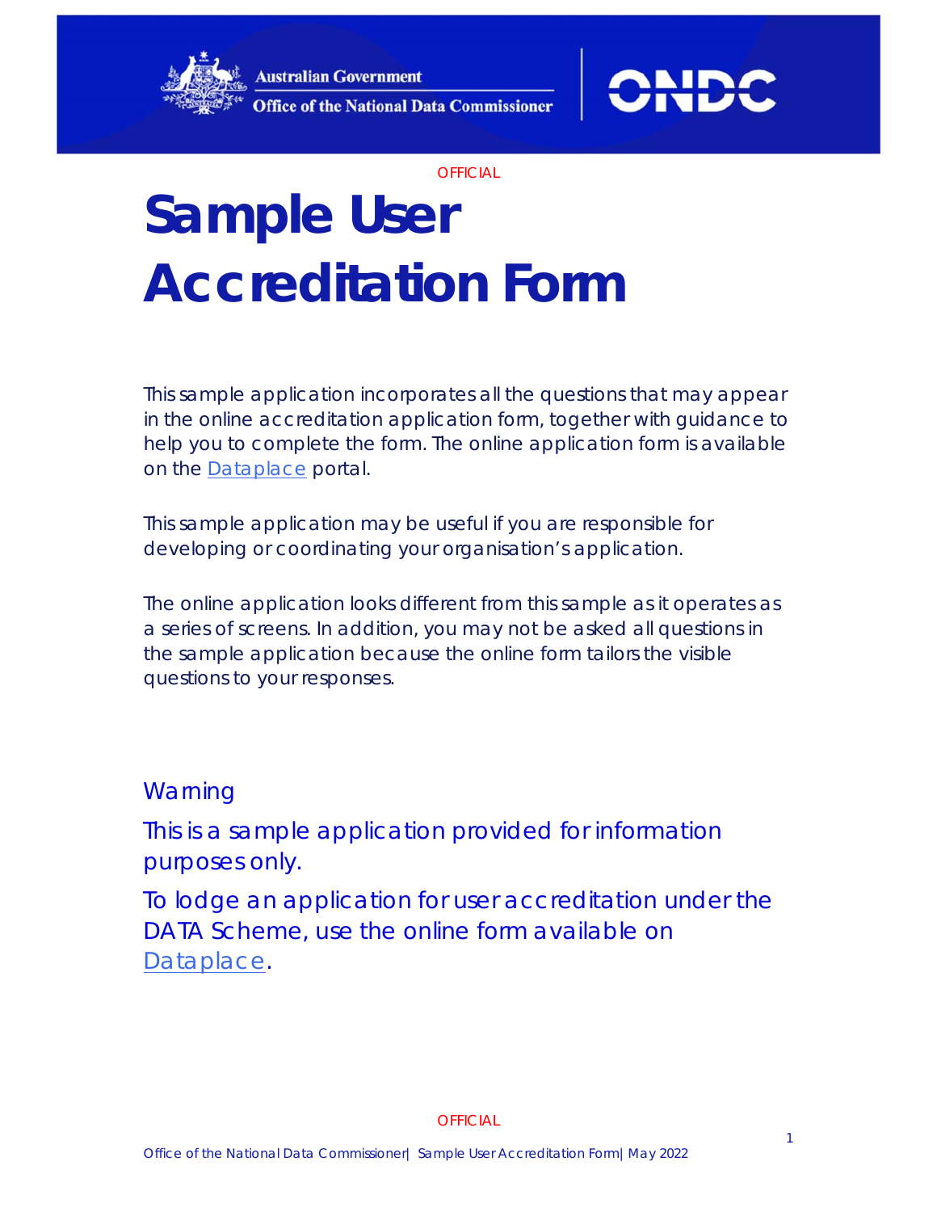OFFICIAL

# Sample User Accreditation Form

This sample application incorporates all the questions that may appear in the online accreditation application form, together with guidance to help you to complete the form. The online application form is available on the [Dataplace]() portal.

This sample application may be useful if you are responsible for developing or coordinating your organisation's application.

The online application looks different from this sample as it operates as a series of screens. In addition, you may not be asked all questions in the sample application because the online form tailors the visible questions to your responses.

## Warning

This is a sample application provided for information purposes only.

To lodge an application for user accreditation under the DATA Scheme, use the online form available on [Dataplace]().

OFFICIAL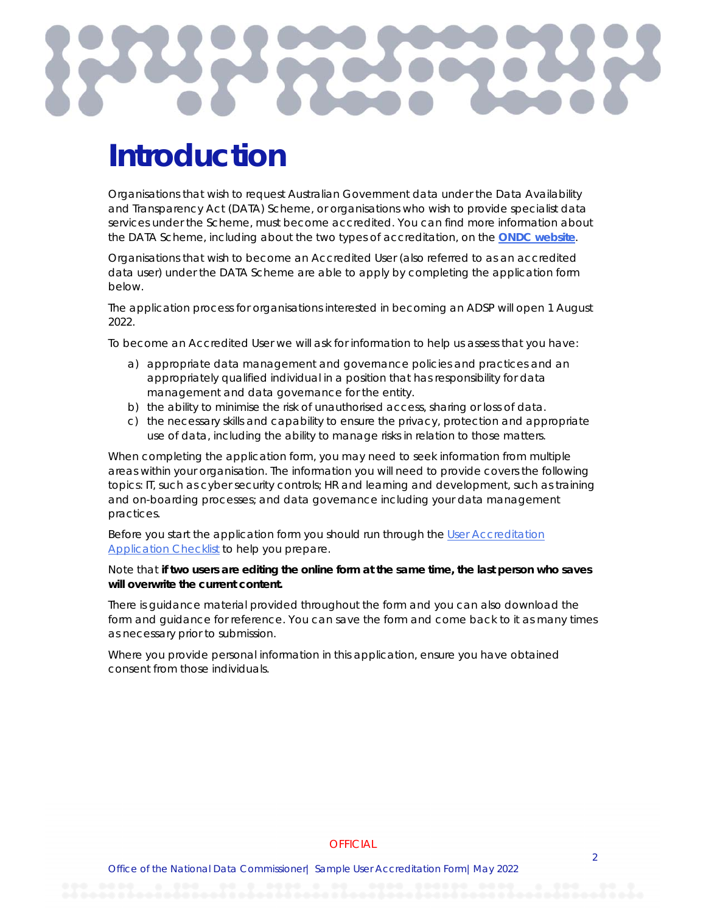# Introduction

Organisations that wish to request Australian Government data under the Data Availability and Transparency Act (DATA) Scheme, or organisations who wish to provide specialist data services under the Scheme, must become accredited. You can find more information about the DATA Scheme, including about the two types of accreditation, on the **ONDC website**.

Organisations that wish to become an Accredited User (also referred to as an accredited data user) under the DATA Scheme are able to apply by completing the application form below.

The application process for organisations interested in becoming an ADSP will open 1 August 2022.

To become an Accredited User we will ask for information to help us assess that you have:

a) appropriate data management and governance policies and practices and an appropriately qualified individual in a position that has responsibility for data management and data governance for the entity.
b) the ability to minimise the risk of unauthorised access, sharing or loss of data.
c) the necessary skills and capability to ensure the privacy, protection and appropriate use of data, including the ability to manage risks in relation to those matters.

When completing the application form, you may need to seek information from multiple areas within your organisation. The information you will need to provide covers the following topics: IT, such as cyber security controls; HR and learning and development, such as training and on-boarding processes; and data governance including your data management practices.

Before you start the application form you should run through the User Accreditation Application Checklist to help you prepare.

Note that **if two users are editing the online form at the same time, the last person who saves will overwrite the current content.**

There is guidance material provided throughout the form and you can also download the form and guidance for reference. You can save the form and come back to it as many times as necessary prior to submission.

Where you provide personal information in this application, ensure you have obtained consent from those individuals.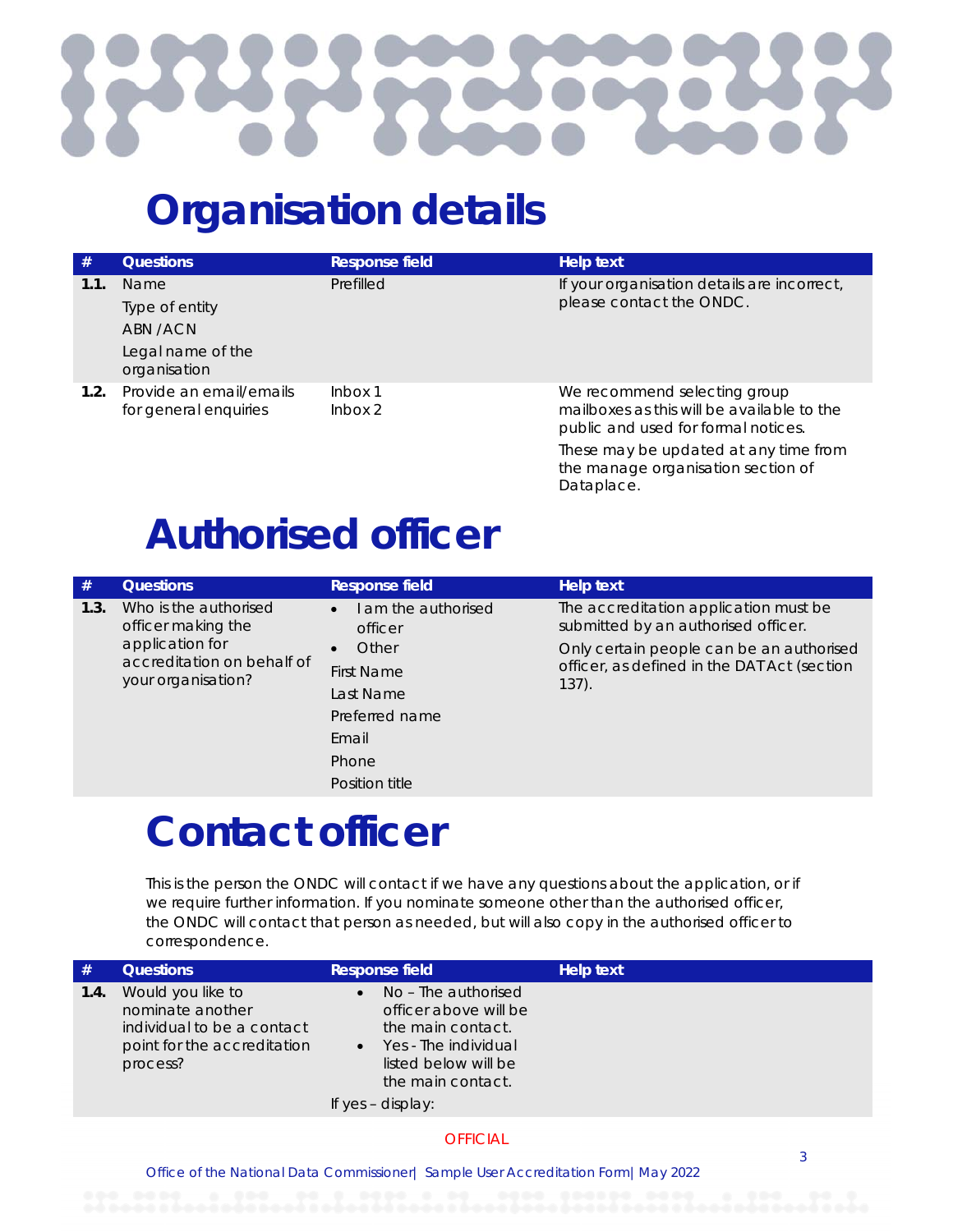# Organisation details

| # | Questions | Response field | Help text |
|---|---|---|---|
| 1.1. | Name<br>Type of entity<br>ABN /ACN<br>Legal name of the organisation | Prefilled | If your organisation details are incorrect, please contact the ONDC. |
| 1.2. | Provide an email/emails for general enquiries | Inbox 1<br>Inbox 2 | We recommend selecting group mailboxes as this will be available to the public and used for formal notices.<br>These may be updated at any time from the manage organisation section of Dataplace. |

# Authorised officer

| # | Questions | Response field | Help text |
|---|---|---|---|
| 1.3. | Who is the authorised officer making the application for accreditation on behalf of your organisation? | • I am the authorised officer<br>• Other<br>First Name<br>Last Name<br>Preferred name<br>Email<br>Phone<br>Position title | The accreditation application must be submitted by an authorised officer.<br>Only certain people can be an authorised officer, as defined in the DAT Act (section 137). |

# Contact officer

This is the person the ONDC will contact if we have any questions about the application, or if we require further information. If you nominate someone other than the authorised officer, the ONDC will contact that person as needed, but will also copy in the authorised officer to correspondence.

| # | Questions | Response field | Help text |
|---|---|---|---|
| 1.4. | Would you like to nominate another individual to be a contact point for the accreditation process? | • No – The authorised officer above will be the main contact.<br>• Yes - The individual listed below will be the main contact.<br>If yes – display: | |

OFFICIAL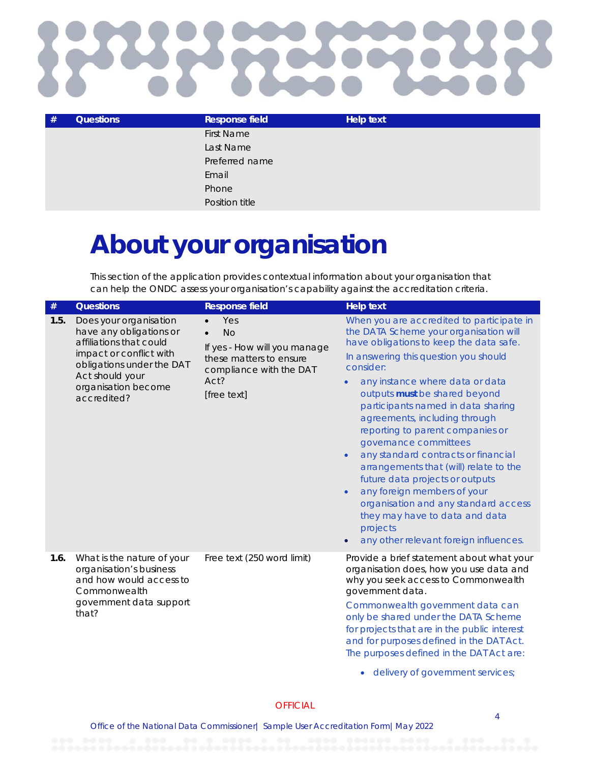| # | Questions | Response field | Help text |
|---|---|---|---|
| | | First Name<br>Last Name<br>Preferred name<br>Email<br>Phone<br>Position title | |

# About your organisation

This section of the application provides contextual information about your organisation that can help the ONDC assess your organisation's capability against the accreditation criteria.

| # | Questions | Response field | Help text |
|---|---|---|---|
| 1.5. | Does your organisation have any obligations or affiliations that could impact or conflict with obligations under the DAT Act should your organisation become accredited? | • Yes<br>• No<br>If yes - How will you manage these matters to ensure compliance with the DAT Act?<br>[free text] | When you are accredited to participate in the DATA Scheme your organisation will have obligations to keep the data safe.<br>In answering this question you should consider:<br>• any instance where data or data outputs **must** be shared beyond participants named in data sharing agreements, including through reporting to parent companies or governance committees<br>• any standard contracts or financial arrangements that (will) relate to the future data projects or outputs<br>• any foreign members of your organisation and any standard access they may have to data and data projects<br>• any other relevant foreign influences. |
| 1.6. | What is the nature of your organisation's business and how would access to Commonwealth government data support that? | Free text (250 word limit) | Provide a brief statement about what your organisation does, how you use data and why you seek access to Commonwealth government data.<br>Commonwealth government data can only be shared under the DATA Scheme for projects that are in the public interest and for purposes defined in the DAT Act. The purposes defined in the DAT Act are:<br>• delivery of government services; |

OFFICIAL

Office of the National Data Commissioner| Sample User Accreditation Form| May 2022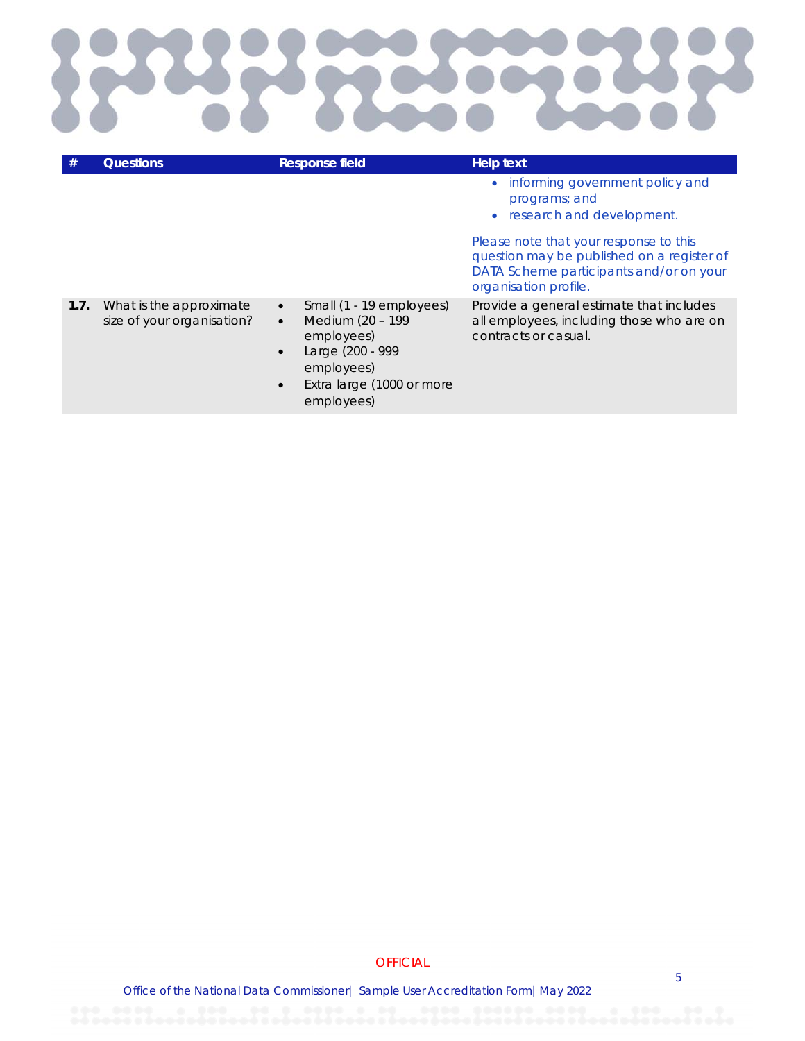| # | Questions | Response field | Help text |
|---|---|---|---|
| | | | • informing government policy and programs; and<br>• research and development.<br><br>Please note that your response to this question may be published on a register of DATA Scheme participants and/or on your organisation profile. |
| **1.7.** | What is the approximate size of your organisation? | • Small (1 - 19 employees)<br>• Medium (20 – 199 employees)<br>• Large (200 - 999 employees)<br>• Extra large (1000 or more employees) | Provide a general estimate that includes all employees, including those who are on contracts or casual. |

OFFICIAL

Office of the National Data Commissioner | Sample User Accreditation Form | May 2022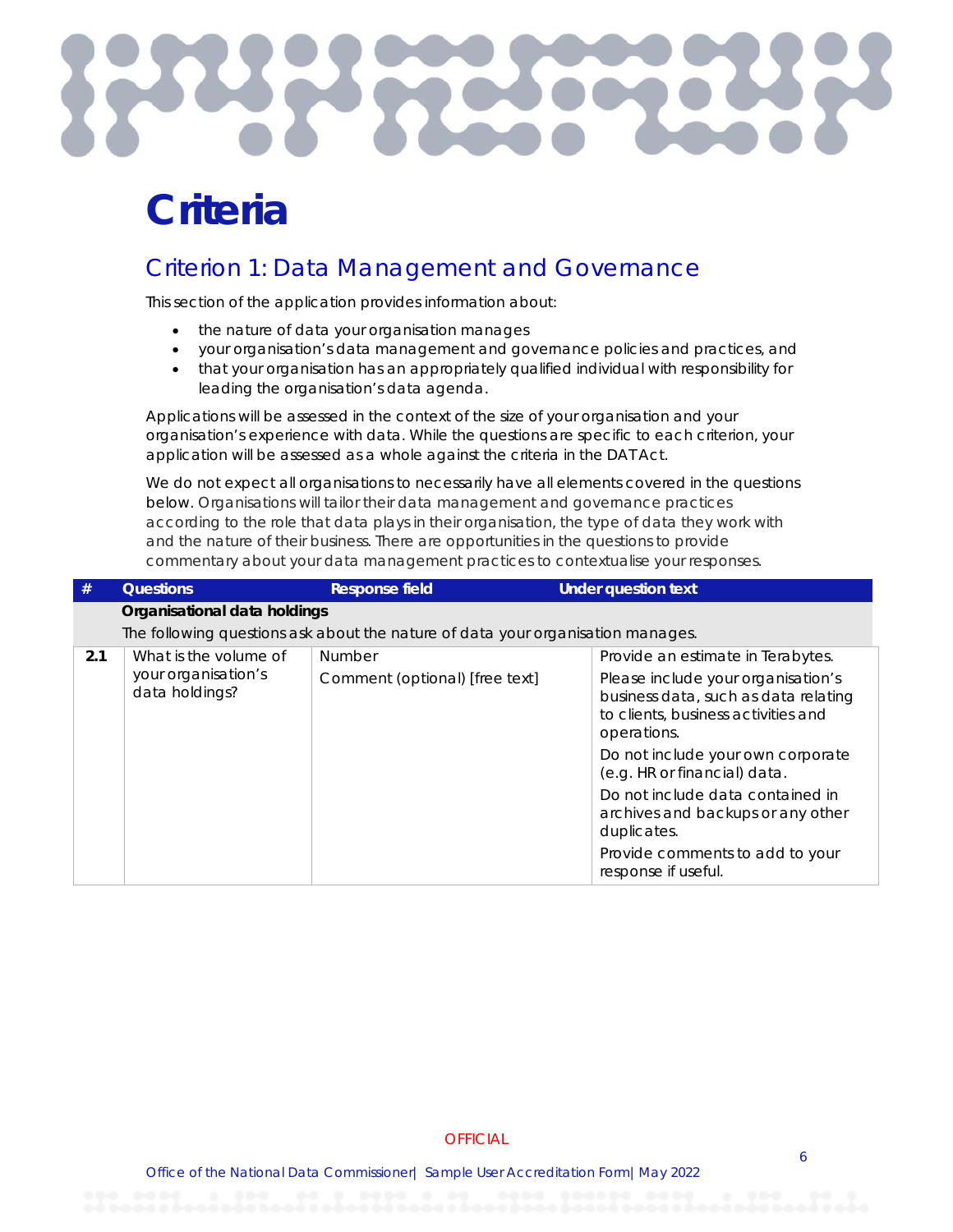# Criteria

## Criterion 1: Data Management and Governance

This section of the application provides information about:

- the nature of data your organisation manages
- your organisation's data management and governance policies and practices, and
- that your organisation has an appropriately qualified individual with responsibility for leading the organisation's data agenda.

Applications will be assessed in the context of the size of your organisation and your organisation's experience with data. While the questions are specific to each criterion, your application will be assessed as a whole against the criteria in the DAT Act.

We do not expect all organisations to necessarily have all elements covered in the questions below. Organisations will tailor their data management and governance practices according to the role that data plays in their organisation, the type of data they work with and the nature of their business. There are opportunities in the questions to provide commentary about your data management practices to contextualise your responses.

| # | Questions | Response field | Under question text |
|---|---|---|---|
| | **Organisational data holdings**<br>The following questions ask about the nature of data your organisation manages. | | |
| **2.1** | What is the volume of your organisation's data holdings? | Number<br>Comment (optional) [free text] | Provide an estimate in Terabytes.<br>Please include your organisation's business data, such as data relating to clients, business activities and operations.<br>Do not include your own corporate (e.g. HR or financial) data.<br>Do not include data contained in archives and backups or any other duplicates.<br>Provide comments to add to your response if useful. |

OFFICIAL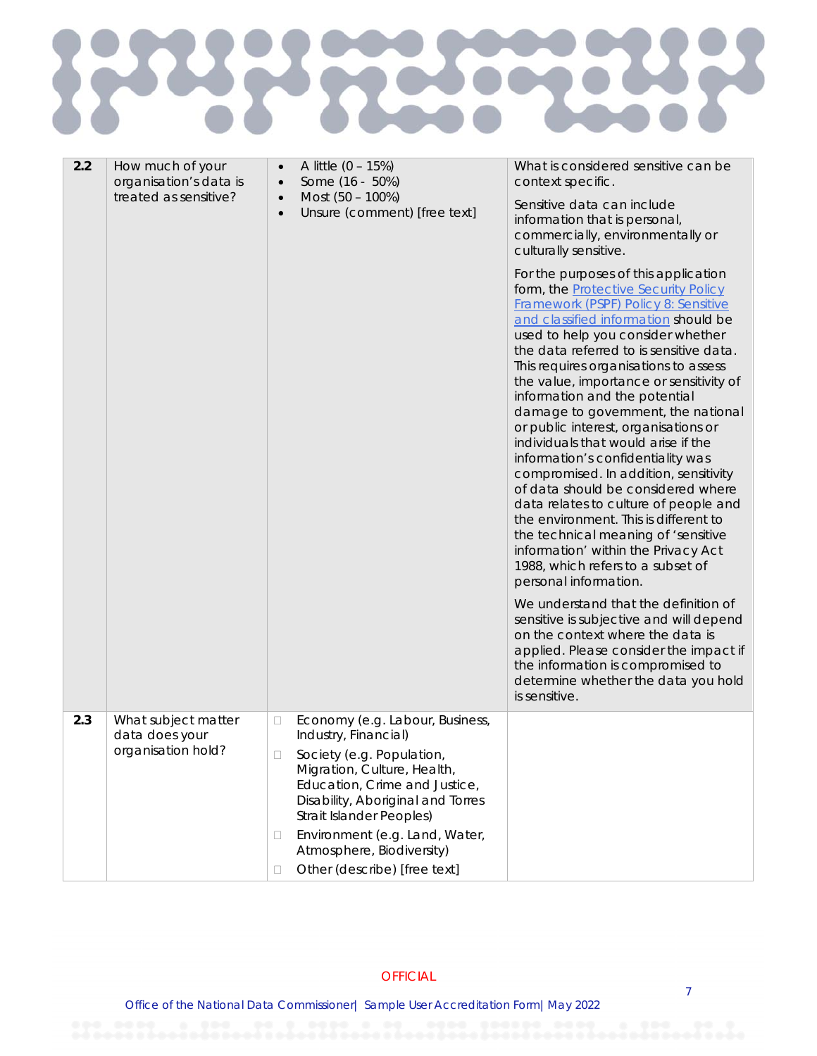| | | | |
|---|---|---|---|
| **2.2** | How much of your organisation's data is treated as sensitive? | • A little (0 – 15%)<br>• Some (16 - 50%)<br>• Most (50 – 100%)<br>• Unsure (comment) [free text] | What is considered sensitive can be context specific.<br><br>Sensitive data can include information that is personal, commercially, environmentally or culturally sensitive.<br><br>For the purposes of this application form, the [Protective Security Policy Framework (PSPF) Policy 8: Sensitive and classified information] should be used to help you consider whether the data referred to is sensitive data. This requires organisations to assess the value, importance or sensitivity of information and the potential damage to government, the national or public interest, organisations or individuals that would arise if the information's confidentiality was compromised. In addition, sensitivity of data should be considered where data relates to culture of people and the environment. This is different to the technical meaning of 'sensitive information' within the Privacy Act 1988, which refers to a subset of personal information.<br><br>We understand that the definition of sensitive is subjective and will depend on the context where the data is applied. Please consider the impact if the information is compromised to determine whether the data you hold is sensitive. |
| **2.3** | What subject matter data does your organisation hold? | ☐ Economy (e.g. Labour, Business, Industry, Financial)<br>☐ Society (e.g. Population, Migration, Culture, Health, Education, Crime and Justice, Disability, Aboriginal and Torres Strait Islander Peoples)<br>☐ Environment (e.g. Land, Water, Atmosphere, Biodiversity)<br>☐ Other (describe) [free text] | |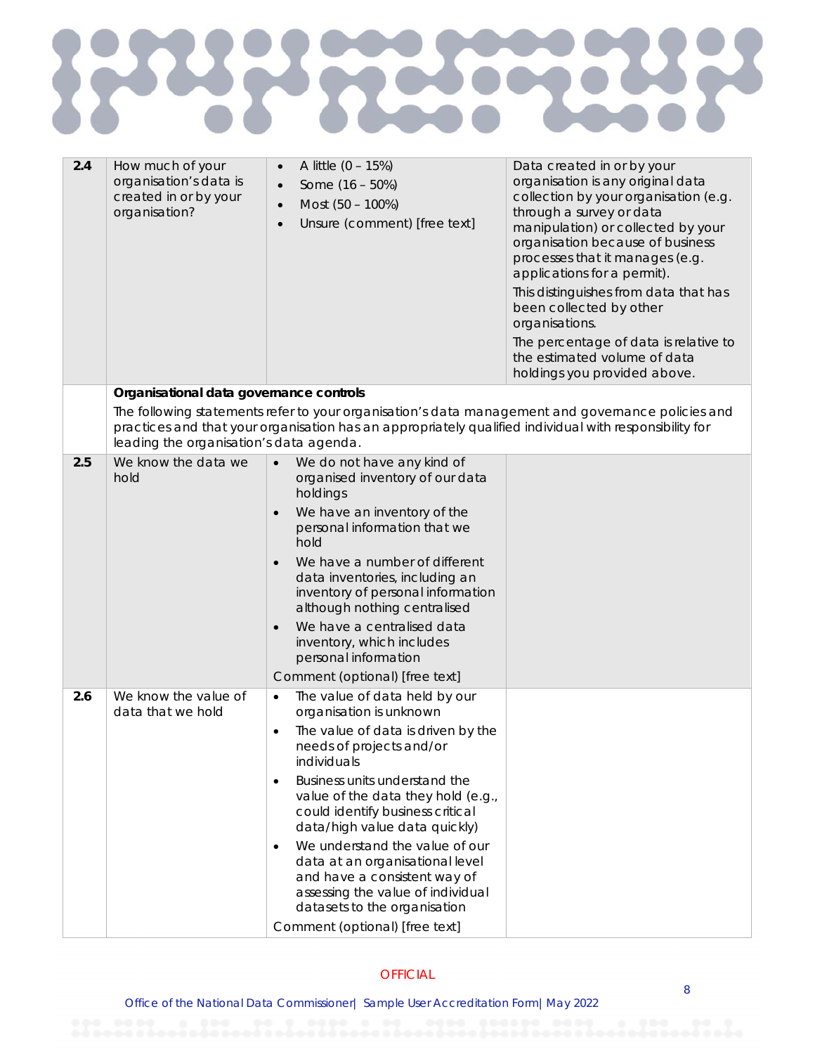| | | | |
|---|---|---|---|
| **2.4** | How much of your organisation's data is created in or by your organisation? | • A little (0 – 15%)<br>• Some (16 – 50%)<br>• Most (50 – 100%)<br>• Unsure (comment) [free text] | Data created in or by your organisation is any original data collection by your organisation (e.g. through a survey or data manipulation) or collected by your organisation because of business processes that it manages (e.g. applications for a permit).<br>This distinguishes from data that has been collected by other organisations.<br>The percentage of data is relative to the estimated volume of data holdings you provided above. |
| | **Organisational data governance controls**<br>The following statements refer to your organisation's data management and governance policies and practices and that your organisation has an appropriately qualified individual with responsibility for leading the organisation's data agenda. | | |
| **2.5** | We know the data we hold | • We do not have any kind of organised inventory of our data holdings<br>• We have an inventory of the personal information that we hold<br>• We have a number of different data inventories, including an inventory of personal information although nothing centralised<br>• We have a centralised data inventory, which includes personal information<br>Comment (optional) [free text] | |
| **2.6** | We know the value of data that we hold | • The value of data held by our organisation is unknown<br>• The value of data is driven by the needs of projects and/or individuals<br>• Business units understand the value of the data they hold (e.g., could identify business critical data/high value data quickly)<br>• We understand the value of our data at an organisational level and have a consistent way of assessing the value of individual datasets to the organisation<br>Comment (optional) [free text] | |

OFFICIAL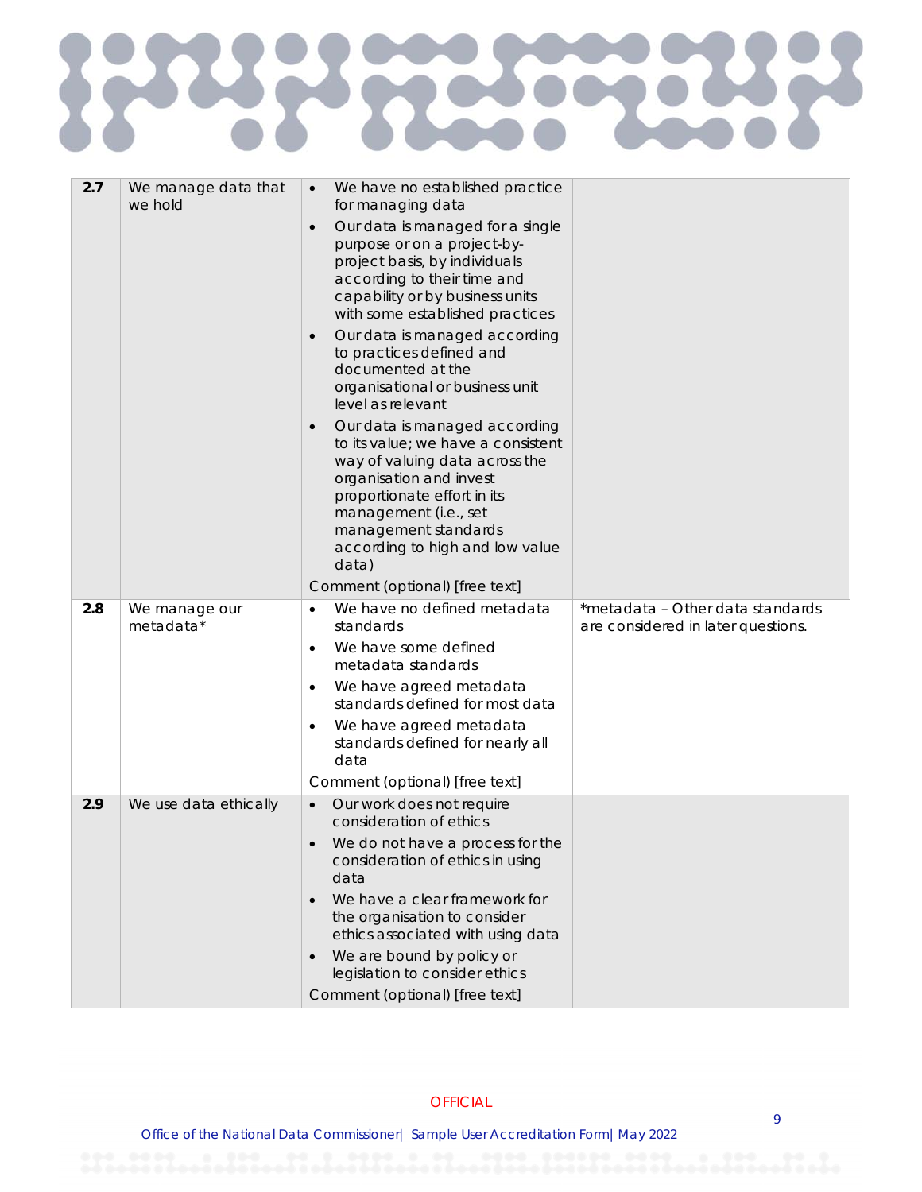| 2.7 | We manage data that we hold | • We have no established practice for managing data<br>• Our data is managed for a single purpose or on a project-by-project basis, by individuals according to their time and capability or by business units with some established practices<br>• Our data is managed according to practices defined and documented at the organisational or business unit level as relevant<br>• Our data is managed according to its value; we have a consistent way of valuing data across the organisation and invest proportionate effort in its management (i.e., set management standards according to high and low value data)<br>Comment (optional) [free text] | |
|---|---|---|---|
| 2.8 | We manage our metadata* | • We have no defined metadata standards<br>• We have some defined metadata standards<br>• We have agreed metadata standards defined for most data<br>• We have agreed metadata standards defined for nearly all data<br>Comment (optional) [free text] | *metadata – Other data standards are considered in later questions. |
| 2.9 | We use data ethically | • Our work does not require consideration of ethics<br>• We do not have a process for the consideration of ethics in using data<br>• We have a clear framework for the organisation to consider ethics associated with using data<br>• We are bound by policy or legislation to consider ethics<br>Comment (optional) [free text] | |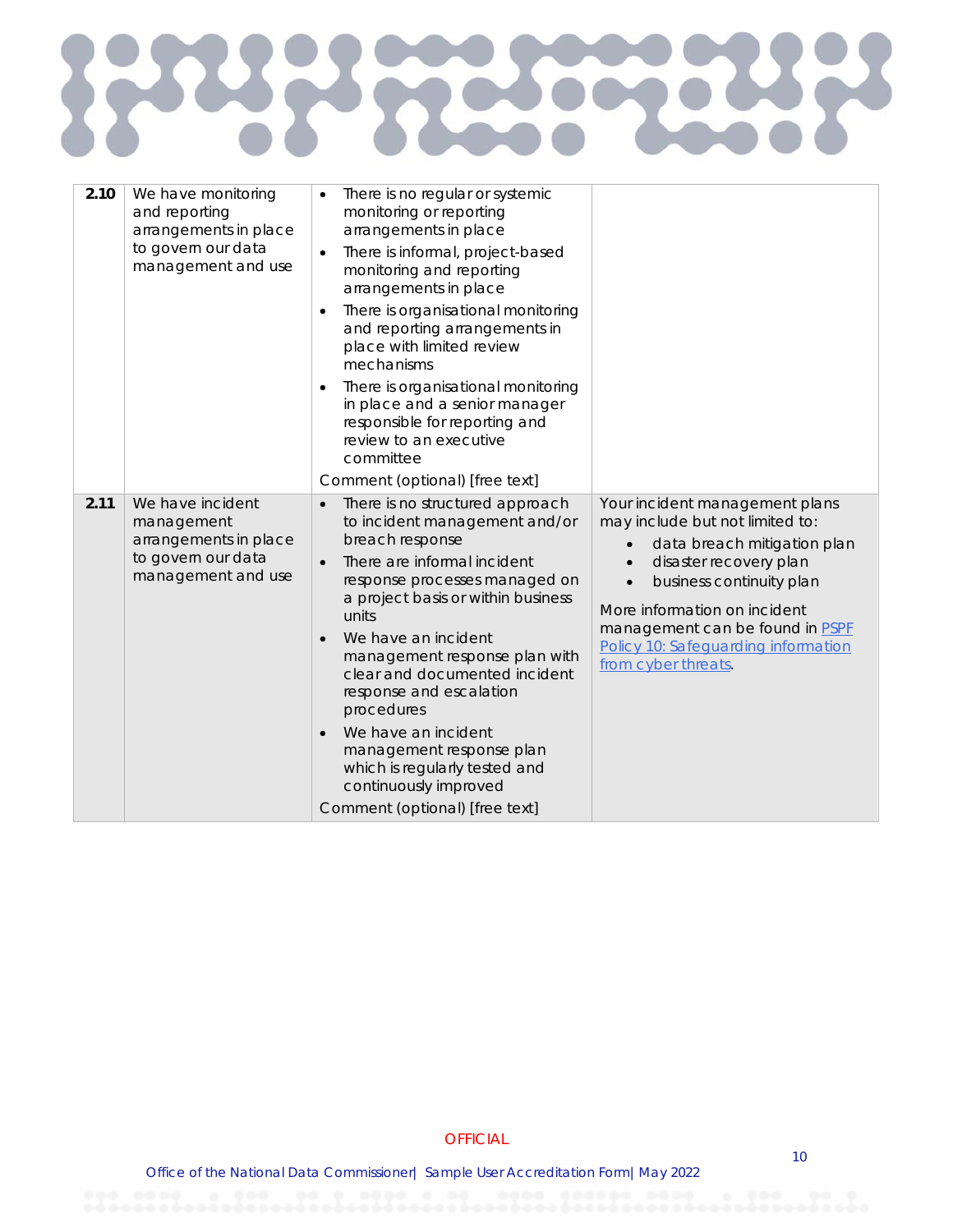| | | | |
|---|---|---|---|
| **2.10** | We have monitoring and reporting arrangements in place to govern our data management and use | • There is no regular or systemic monitoring or reporting arrangements in place<br>• There is informal, project-based monitoring and reporting arrangements in place<br>• There is organisational monitoring and reporting arrangements in place with limited review mechanisms<br>• There is organisational monitoring in place and a senior manager responsible for reporting and review to an executive committee<br>Comment (optional) [free text] | |
| **2.11** | We have incident management arrangements in place to govern our data management and use | • There is no structured approach to incident management and/or breach response<br>• There are informal incident response processes managed on a project basis or within business units<br>• We have an incident management response plan with clear and documented incident response and escalation procedures<br>• We have an incident management response plan which is regularly tested and continuously improved<br>Comment (optional) [free text] | Your incident management plans may include but not limited to:<br>• data breach mitigation plan<br>• disaster recovery plan<br>• business continuity plan<br>More information on incident management can be found in PSPF Policy 10: Safeguarding information from cyber threats. |

OFFICIAL

Office of the National Data Commissioner| Sample User Accreditation Form| May 2022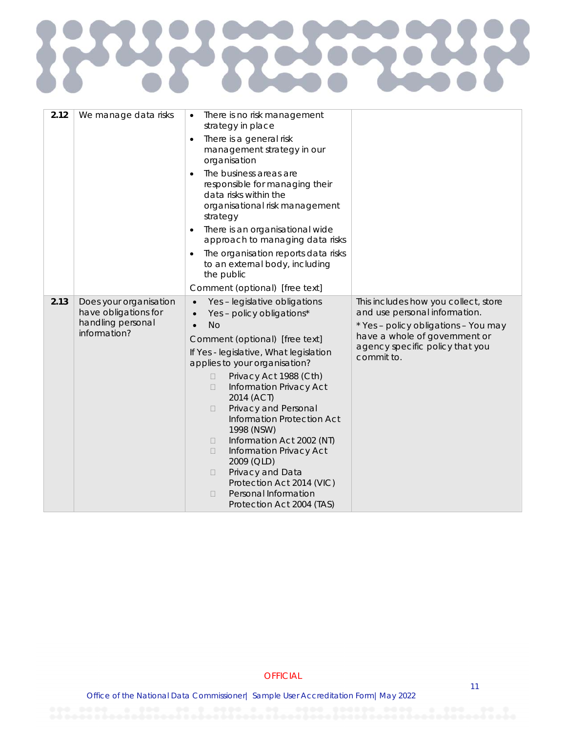| | | | |
|---|---|---|---|
| **2.12** | We manage data risks | • There is no risk management strategy in place<br>• There is a general risk management strategy in our organisation<br>• The business areas are responsible for managing their data risks within the organisational risk management strategy<br>• There is an organisational wide approach to managing data risks<br>• The organisation reports data risks to an external body, including the public<br>Comment (optional) [free text] | |
| **2.13** | Does your organisation have obligations for handling personal information? | • Yes – legislative obligations<br>• Yes – policy obligations*<br>• No<br>Comment (optional) [free text]<br>If Yes - legislative, What legislation applies to your organisation?<br>☐ Privacy Act 1988 (Cth)<br>☐ Information Privacy Act 2014 (ACT)<br>☐ Privacy and Personal Information Protection Act 1998 (NSW)<br>☐ Information Act 2002 (NT)<br>☐ Information Privacy Act 2009 (QLD)<br>☐ Privacy and Data Protection Act 2014 (VIC)<br>☐ Personal Information Protection Act 2004 (TAS) | This includes how you collect, store and use personal information.<br>* Yes – policy obligations – You may have a whole of government or agency specific policy that you commit to. |

OFFICIAL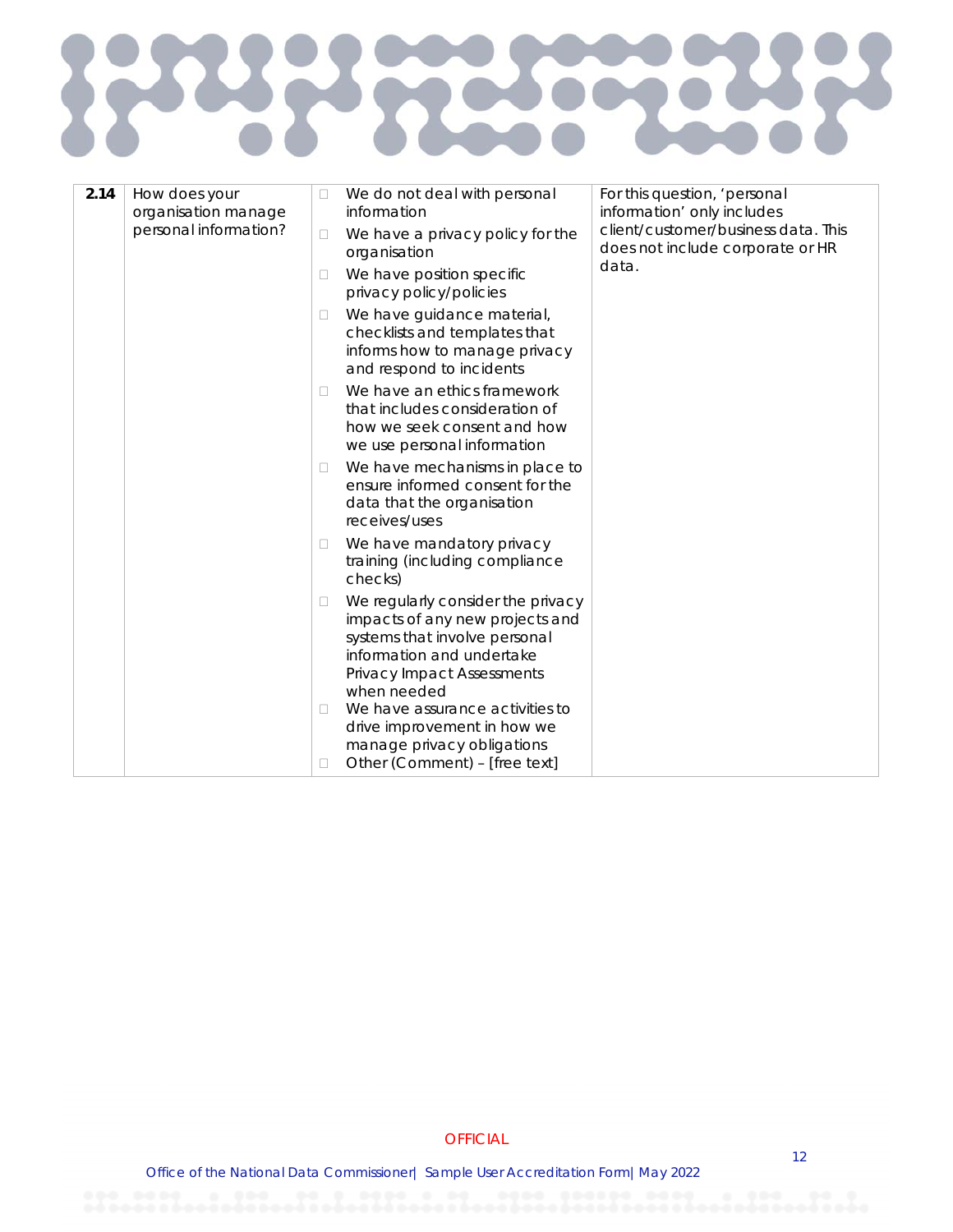| 2.14 | How does your organisation manage personal information? | ☐ We do not deal with personal information<br>☐ We have a privacy policy for the organisation<br>☐ We have position specific privacy policy/policies<br>☐ We have guidance material, checklists and templates that informs how to manage privacy and respond to incidents<br>☐ We have an ethics framework that includes consideration of how we seek consent and how we use personal information<br>☐ We have mechanisms in place to ensure informed consent for the data that the organisation receives/uses<br>☐ We have mandatory privacy training (including compliance checks)<br>☐ We regularly consider the privacy impacts of any new projects and systems that involve personal information and undertake Privacy Impact Assessments when needed<br>☐ We have assurance activities to drive improvement in how we manage privacy obligations<br>☐ Other (Comment) – [free text] | For this question, 'personal information' only includes client/customer/business data. This does not include corporate or HR data. |
|---|---|---|---|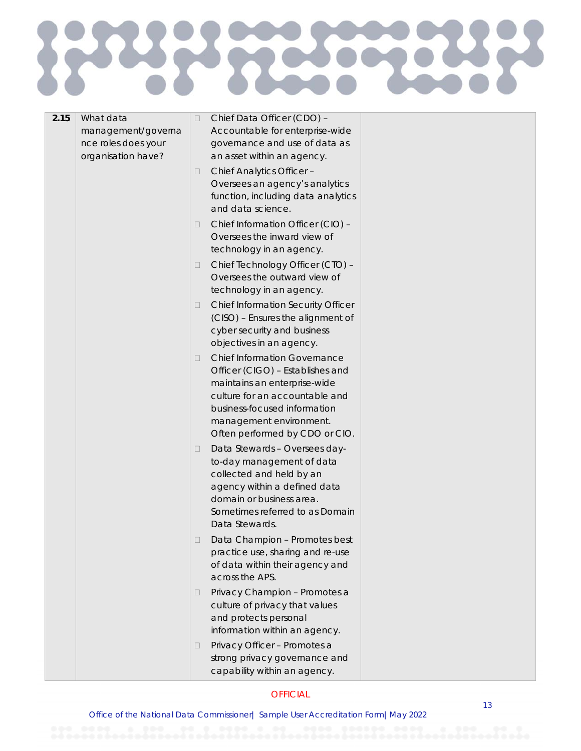| 2.15 | What data management/governance roles does your organisation have? | ☐ Chief Data Officer (CDO) – Accountable for enterprise-wide governance and use of data as an asset within an agency.<br>☐ Chief Analytics Officer – Oversees an agency's analytics function, including data analytics and data science.<br>☐ Chief Information Officer (CIO) – Oversees the inward view of technology in an agency.<br>☐ Chief Technology Officer (CTO) – Oversees the outward view of technology in an agency.<br>☐ Chief Information Security Officer (CISO) – Ensures the alignment of cyber security and business objectives in an agency.<br>☐ Chief Information Governance Officer (CIGO) – Establishes and maintains an enterprise-wide culture for an accountable and business-focused information management environment. Often performed by CDO or CIO.<br>☐ Data Stewards – Oversees day-to-day management of data collected and held by an agency within a defined data domain or business area. Sometimes referred to as Domain Data Stewards.<br>☐ Data Champion – Promotes best practice use, sharing and re-use of data within their agency and across the APS.<br>☐ Privacy Champion – Promotes a culture of privacy that values and protects personal information within an agency.<br>☐ Privacy Officer – Promotes a strong privacy governance and capability within an agency. | |
|---|---|---|---|

OFFICIAL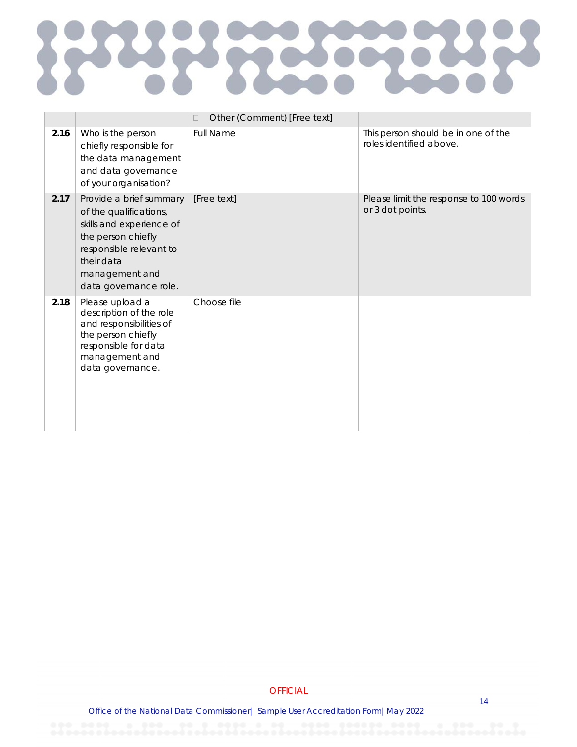| | | ☐ Other (Comment) [Free text] | |
|---|---|---|---|
| **2.16** | Who is the person chiefly responsible for the data management and data governance of your organisation? | Full Name | This person should be in one of the roles identified above. |
| **2.17** | Provide a brief summary of the qualifications, skills and experience of the person chiefly responsible relevant to their data management and data governance role. | [Free text] | Please limit the response to 100 words or 3 dot points. |
| **2.18** | Please upload a description of the role and responsibilities of the person chiefly responsible for data management and data governance. | Choose file | |

OFFICIAL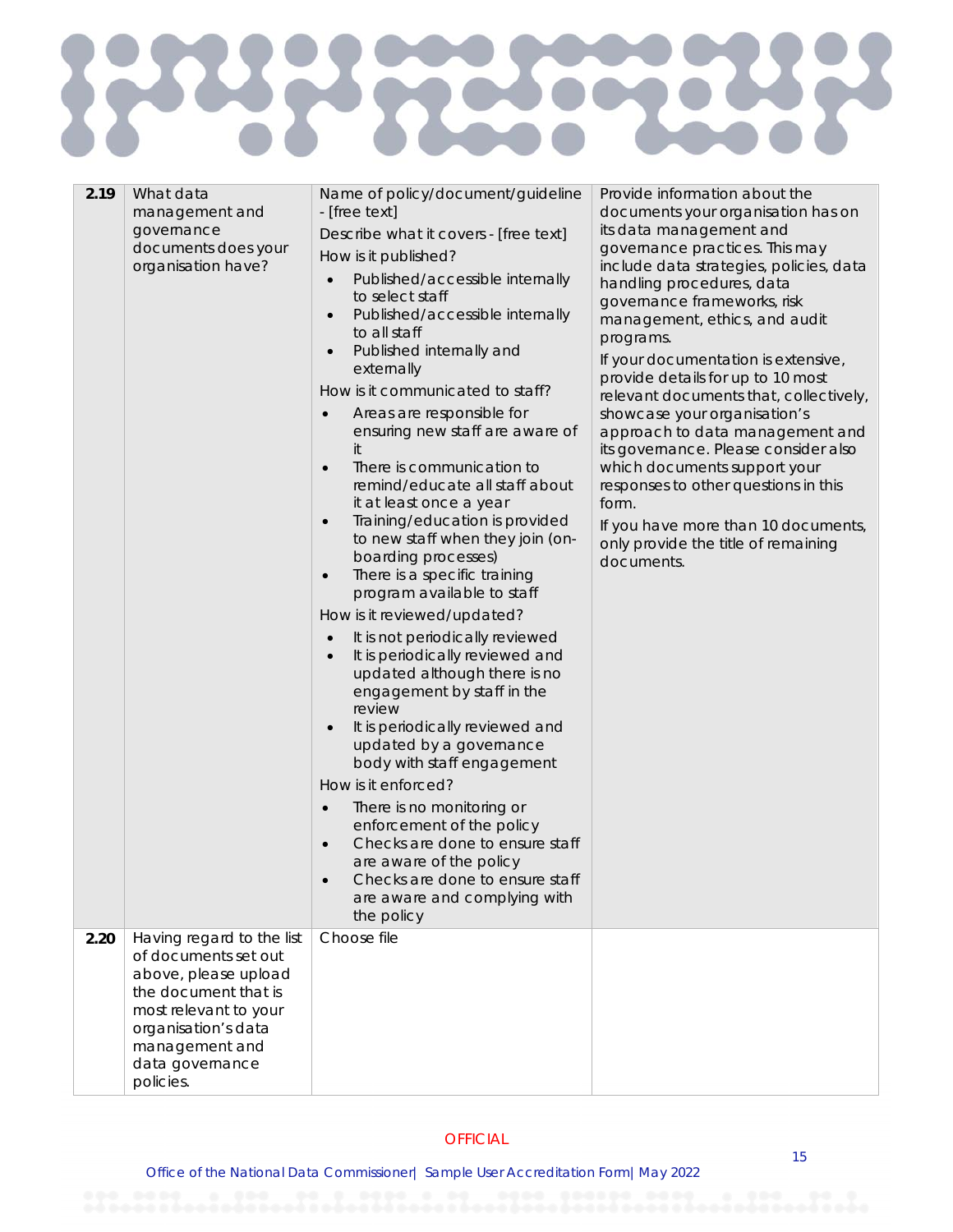| | | | |
|---|---|---|---|
| **2.19** | What data management and governance documents does your organisation have? | Name of policy/document/guideline - [free text]<br>Describe what it covers - [free text]<br>How is it published?<br>• Published/accessible internally to select staff<br>• Published/accessible internally to all staff<br>• Published internally and externally<br>How is it communicated to staff?<br>• Areas are responsible for ensuring new staff are aware of it<br>• There is communication to remind/educate all staff about it at least once a year<br>• Training/education is provided to new staff when they join (on-boarding processes)<br>• There is a specific training program available to staff<br>How is it reviewed/updated?<br>• It is not periodically reviewed<br>• It is periodically reviewed and updated although there is no engagement by staff in the review<br>• It is periodically reviewed and updated by a governance body with staff engagement<br>How is it enforced?<br>• There is no monitoring or enforcement of the policy<br>• Checks are done to ensure staff are aware of the policy<br>• Checks are done to ensure staff are aware and complying with the policy | Provide information about the documents your organisation has on its data management and governance practices. This may include data strategies, policies, data handling procedures, data governance frameworks, risk management, ethics, and audit programs.<br>If your documentation is extensive, provide details for up to 10 most relevant documents that, collectively, showcase your organisation's approach to data management and its governance. Please consider also which documents support your responses to other questions in this form.<br>If you have more than 10 documents, only provide the title of remaining documents. |
| **2.20** | Having regard to the list of documents set out above, please upload the document that is most relevant to your organisation's data management and data governance policies. | Choose file | |

OFFICIAL

Office of the National Data Commissioner| Sample User Accreditation Form| May 2022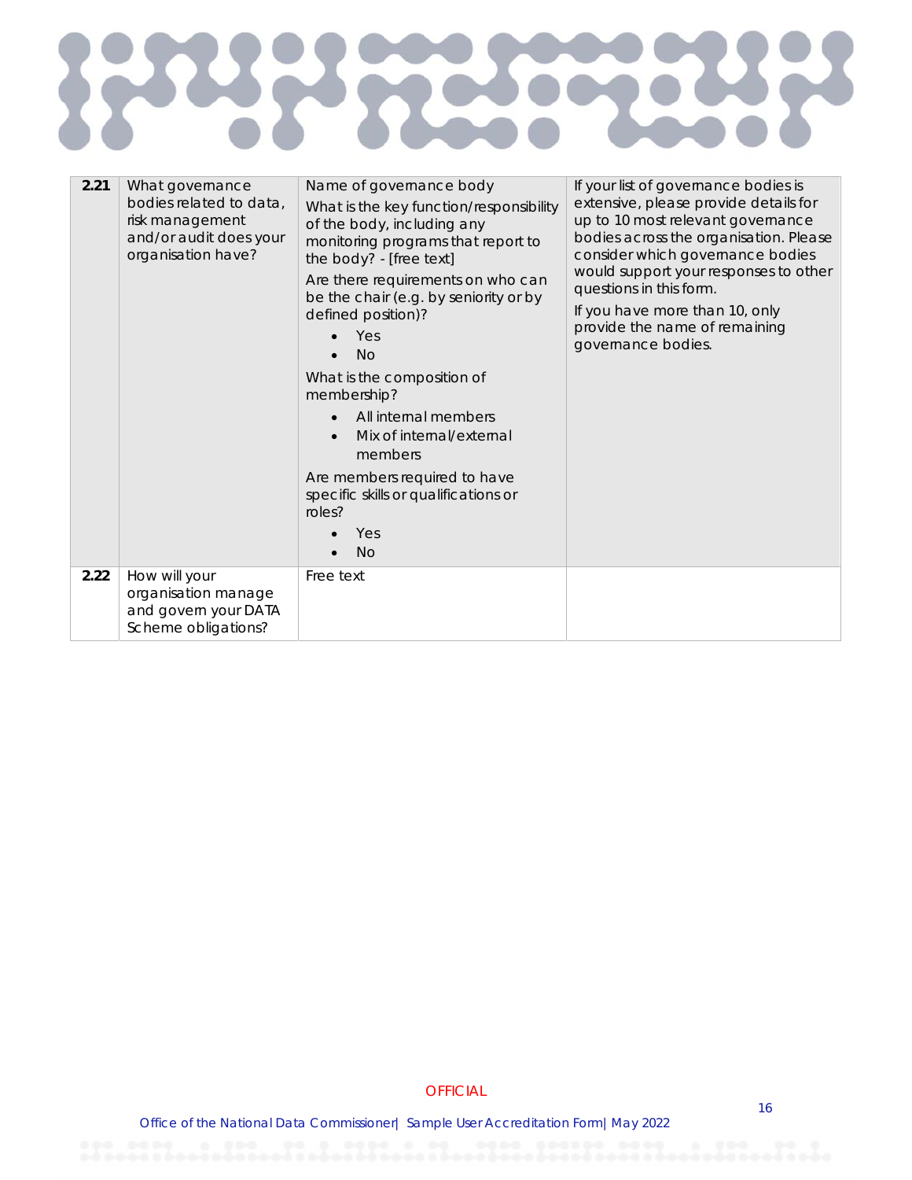| | | | |
|---|---|---|---|
| **2.21** | What governance bodies related to data, risk management and/or audit does your organisation have? | Name of governance body<br>What is the key function/responsibility of the body, including any monitoring programs that report to the body? - [free text]<br>Are there requirements on who can be the chair (e.g. by seniority or by defined position)?<br>• Yes<br>• No<br>What is the composition of membership?<br>• All internal members<br>• Mix of internal/external members<br>Are members required to have specific skills or qualifications or roles?<br>• Yes<br>• No | If your list of governance bodies is extensive, please provide details for up to 10 most relevant governance bodies across the organisation. Please consider which governance bodies would support your responses to other questions in this form.<br>If you have more than 10, only provide the name of remaining governance bodies. |
| **2.22** | How will your organisation manage and govern your DATA Scheme obligations? | Free text | |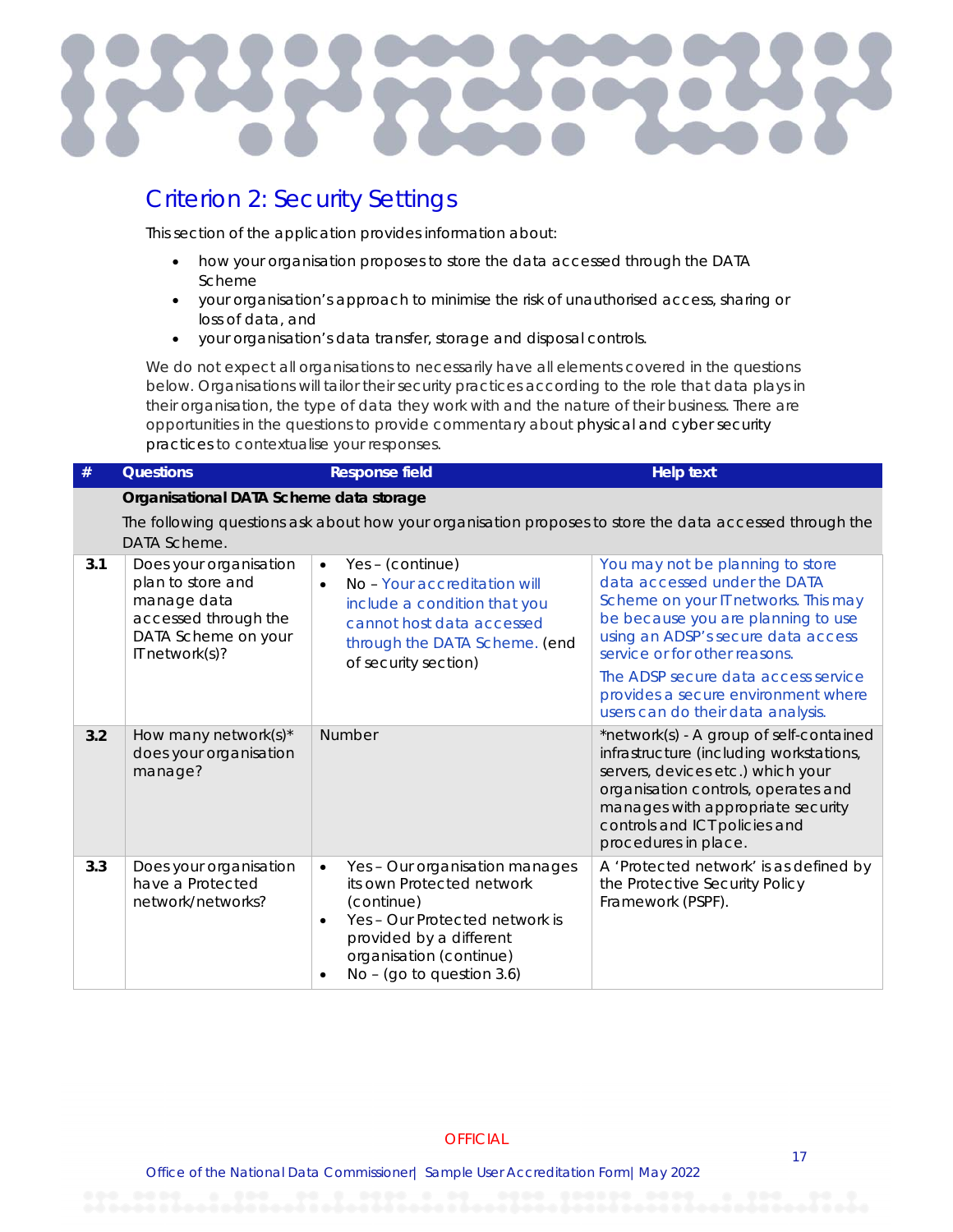## Criterion 2: Security Settings

This section of the application provides information about:

- how your organisation proposes to store the data accessed through the DATA Scheme
- your organisation's approach to minimise the risk of unauthorised access, sharing or loss of data, and
- your organisation's data transfer, storage and disposal controls.

We do not expect all organisations to necessarily have all elements covered in the questions below. Organisations will tailor their security practices according to the role that data plays in their organisation, the type of data they work with and the nature of their business. There are opportunities in the questions to provide commentary about physical and cyber security practices to contextualise your responses.

| # | Questions | Response field | Help text |
|---|---|---|---|
| | **Organisational DATA Scheme data storage**<br>The following questions ask about how your organisation proposes to store the data accessed through the DATA Scheme. | | |
| **3.1** | Does your organisation plan to store and manage data accessed through the DATA Scheme on your IT network(s)? | • Yes – (continue)<br>• No – Your accreditation will include a condition that you cannot host data accessed through the DATA Scheme. (end of security section) | You may not be planning to store data accessed under the DATA Scheme on your IT networks. This may be because you are planning to use using an ADSP's secure data access service or for other reasons.<br>The ADSP secure data access service provides a secure environment where users can do their data analysis. |
| **3.2** | How many network(s)* does your organisation manage? | Number | *network(s) - A group of self-contained infrastructure (including workstations, servers, devices etc.) which your organisation controls, operates and manages with appropriate security controls and ICT policies and procedures in place. |
| **3.3** | Does your organisation have a Protected network/networks? | • Yes – Our organisation manages its own Protected network (continue)<br>• Yes – Our Protected network is provided by a different organisation (continue)<br>• No – (go to question 3.6) | A 'Protected network' is as defined by the Protective Security Policy Framework (PSPF). |

OFFICIAL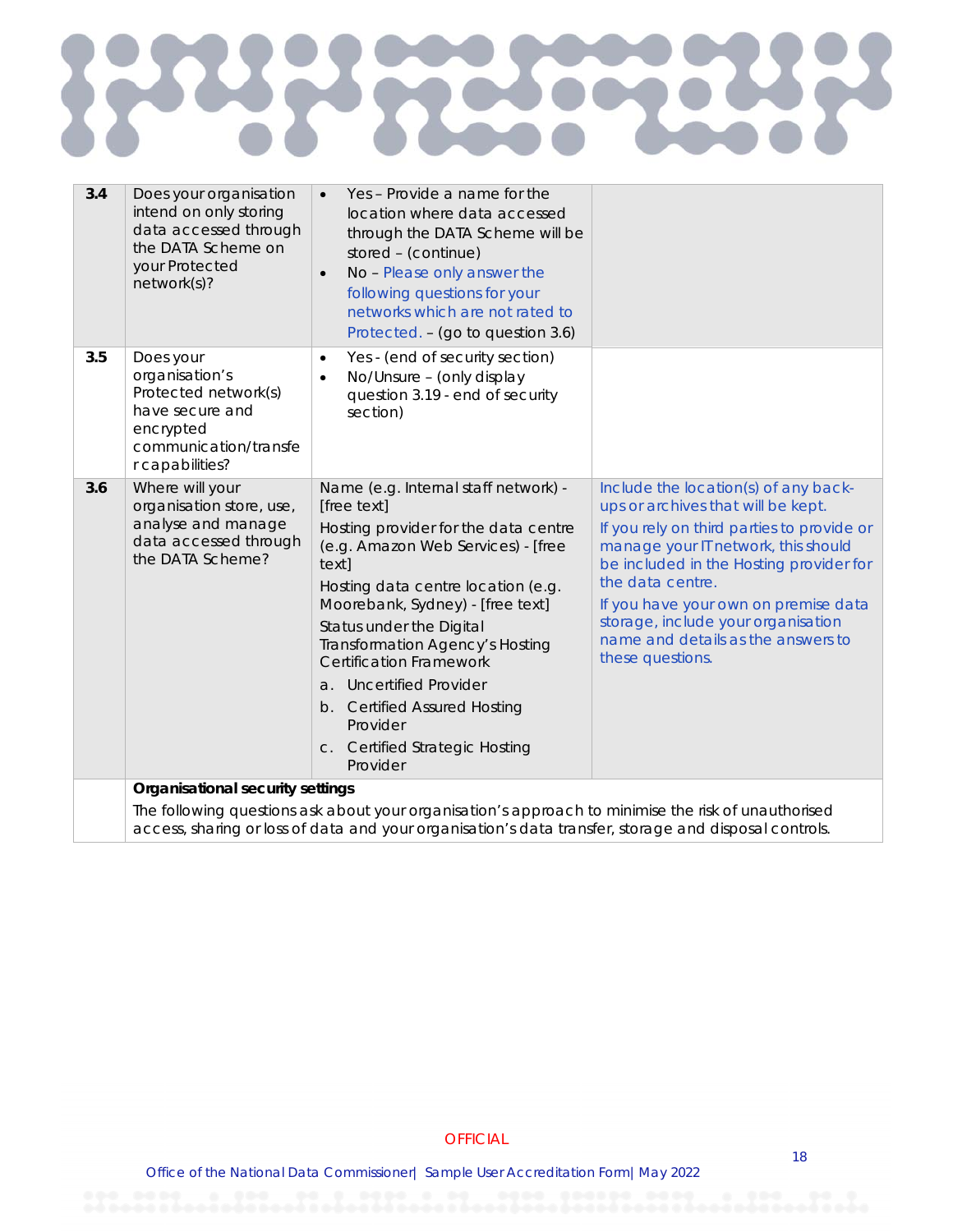| | | | |
|---|---|---|---|
| **3.4** | Does your organisation intend on only storing data accessed through the DATA Scheme on your Protected network(s)? | <ul><li>Yes – Provide a name for the location where data accessed through the DATA Scheme will be stored – (continue)</li><li>No – Please only answer the following questions for your networks which are not rated to Protected. – (go to question 3.6)</li></ul> | |
| **3.5** | Does your organisation's Protected network(s) have secure and encrypted communication/transfer capabilities? | <ul><li>Yes - (end of security section)</li><li>No/Unsure – (only display question 3.19 - end of security section)</li></ul> | |
| **3.6** | Where will your organisation store, use, analyse and manage data accessed through the DATA Scheme? | Name (e.g. Internal staff network) - [free text]<br>Hosting provider for the data centre (e.g. Amazon Web Services) - [free text]<br>Hosting data centre location (e.g. Moorebank, Sydney) - [free text]<br>Status under the Digital Transformation Agency's Hosting Certification Framework<br>a. Uncertified Provider<br>b. Certified Assured Hosting Provider<br>c. Certified Strategic Hosting Provider | Include the location(s) of any back-ups or archives that will be kept.<br>If you rely on third parties to provide or manage your IT network, this should be included in the Hosting provider for the data centre.<br>If you have your own on premise data storage, include your organisation name and details as the answers to these questions. |
| | **Organisational security settings**<br>The following questions ask about your organisation's approach to minimise the risk of unauthorised access, sharing or loss of data and your organisation's data transfer, storage and disposal controls. | | |

OFFICIAL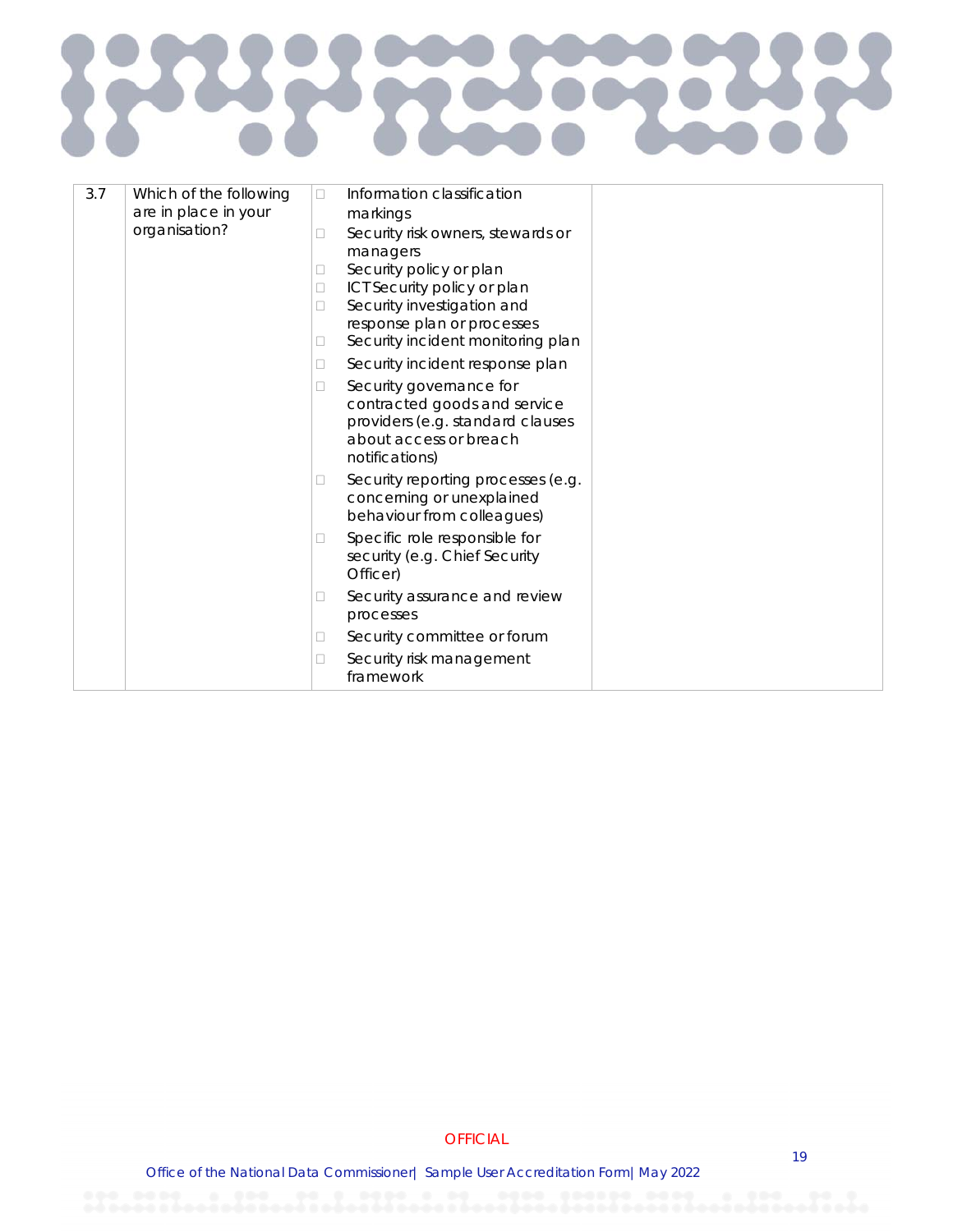| 3.7 | Which of the following are in place in your organisation? | ☐ Information classification markings<br>☐ Security risk owners, stewards or managers<br>☐ Security policy or plan<br>☐ ICT Security policy or plan<br>☐ Security investigation and response plan or processes<br>☐ Security incident monitoring plan<br>☐ Security incident response plan<br>☐ Security governance for contracted goods and service providers (e.g. standard clauses about access or breach notifications)<br>☐ Security reporting processes (e.g. concerning or unexplained behaviour from colleagues)<br>☐ Specific role responsible for security (e.g. Chief Security Officer)<br>☐ Security assurance and review processes<br>☐ Security committee or forum<br>☐ Security risk management framework | |
|---|---|---|---|

OFFICIAL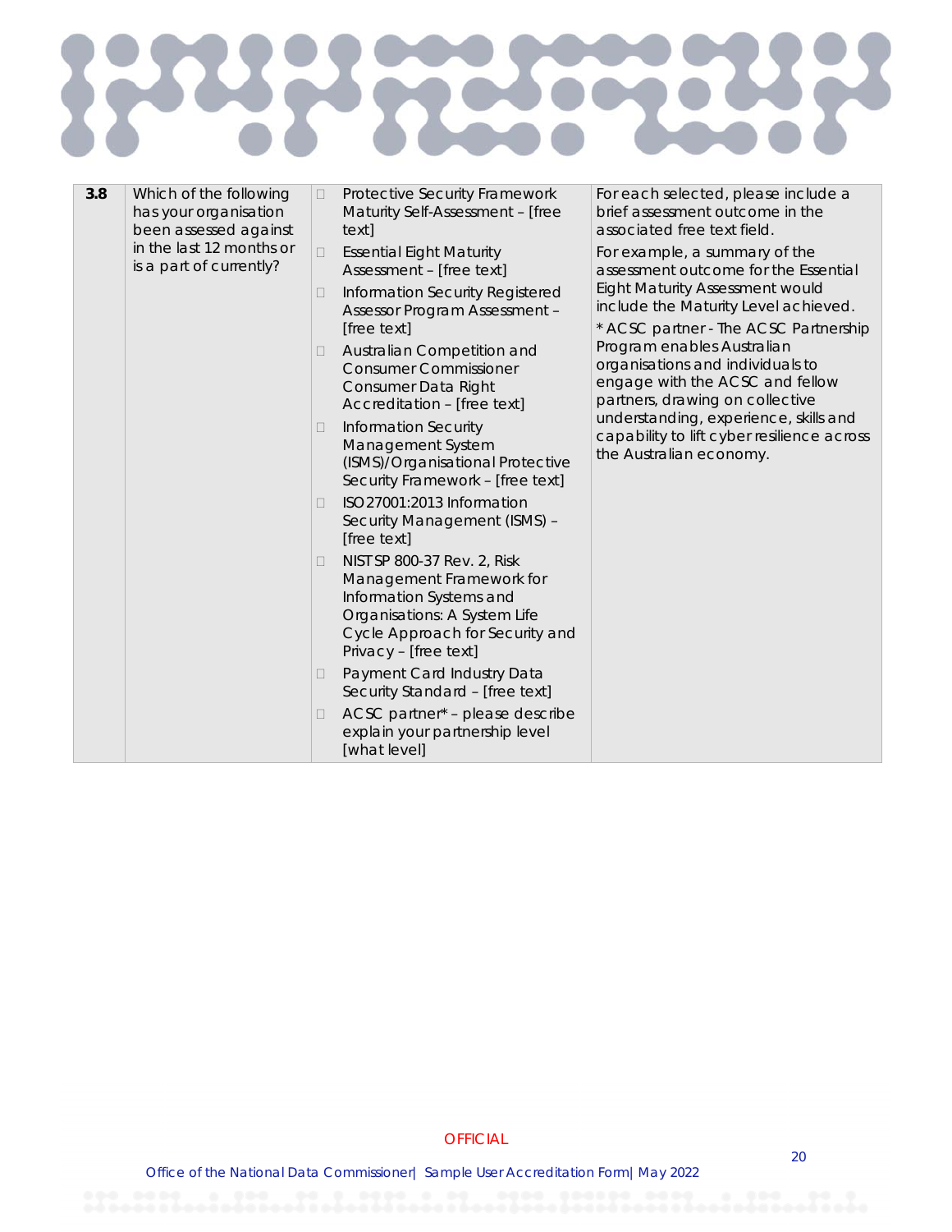| | | | |
|---|---|---|---|
| **3.8** | Which of the following has your organisation been assessed against in the last 12 months or is a part of currently? | ☐ Protective Security Framework Maturity Self-Assessment – [free text]<br>☐ Essential Eight Maturity Assessment – [free text]<br>☐ Information Security Registered Assessor Program Assessment – [free text]<br>☐ Australian Competition and Consumer Commissioner Consumer Data Right Accreditation – [free text]<br>☐ Information Security Management System (ISMS)/Organisational Protective Security Framework – [free text]<br>☐ ISO 27001:2013 Information Security Management (ISMS) – [free text]<br>☐ NIST SP 800-37 Rev. 2, Risk Management Framework for Information Systems and Organisations: A System Life Cycle Approach for Security and Privacy – [free text]<br>☐ Payment Card Industry Data Security Standard – [free text]<br>☐ ACSC partner* – please describe explain your partnership level [what level] | For each selected, please include a brief assessment outcome in the associated free text field.<br>For example, a summary of the assessment outcome for the Essential Eight Maturity Assessment would include the Maturity Level achieved.<br>* ACSC partner - The ACSC Partnership Program enables Australian organisations and individuals to engage with the ACSC and fellow partners, drawing on collective understanding, experience, skills and capability to lift cyber resilience across the Australian economy. |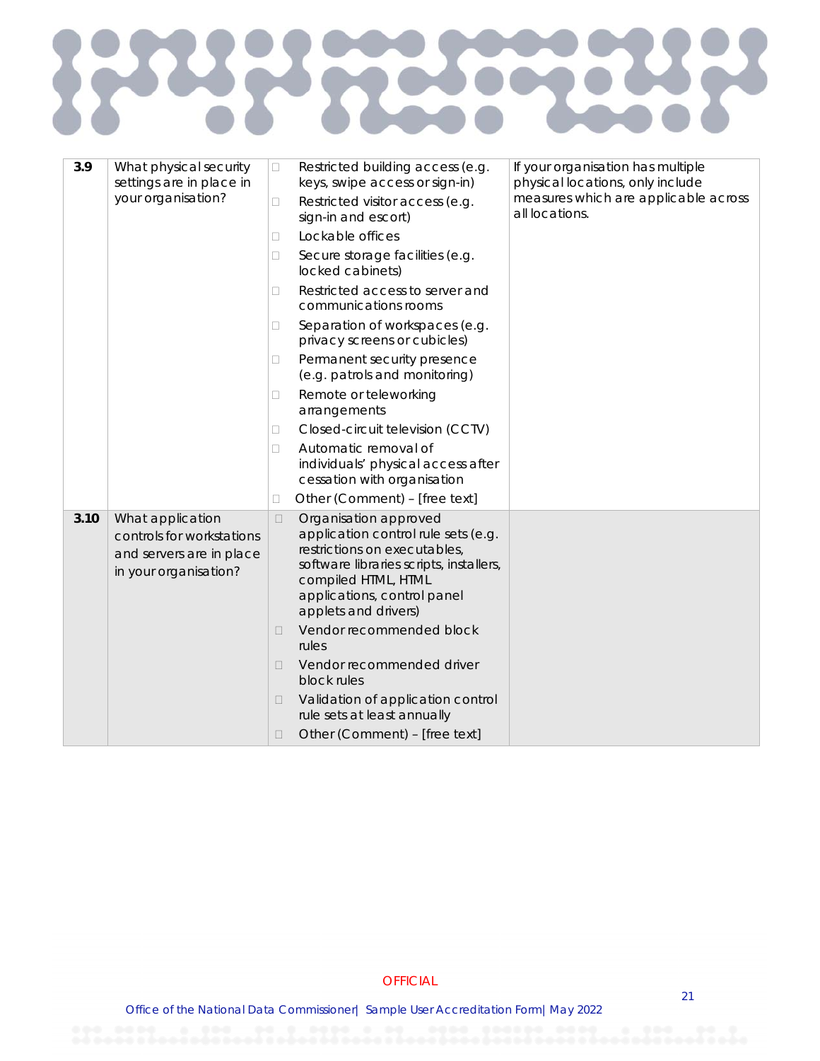| | | | |
|---|---|---|---|
| **3.9** | What physical security settings are in place in your organisation? | ☐ Restricted building access (e.g. keys, swipe access or sign-in)<br>☐ Restricted visitor access (e.g. sign-in and escort)<br>☐ Lockable offices<br>☐ Secure storage facilities (e.g. locked cabinets)<br>☐ Restricted access to server and communications rooms<br>☐ Separation of workspaces (e.g. privacy screens or cubicles)<br>☐ Permanent security presence (e.g. patrols and monitoring)<br>☐ Remote or teleworking arrangements<br>☐ Closed-circuit television (CCTV)<br>☐ Automatic removal of individuals' physical access after cessation with organisation<br>☐ Other (Comment) – [free text] | If your organisation has multiple physical locations, only include measures which are applicable across all locations. |
| **3.10** | What application controls for workstations and servers are in place in your organisation? | ☐ Organisation approved application control rule sets (e.g. restrictions on executables, software libraries scripts, installers, compiled HTML, HTML applications, control panel applets and drivers)<br>☐ Vendor recommended block rules<br>☐ Vendor recommended driver block rules<br>☐ Validation of application control rule sets at least annually<br>☐ Other (Comment) – [free text] | |

OFFICIAL

Office of the National Data Commissioner| Sample User Accreditation Form| May 2022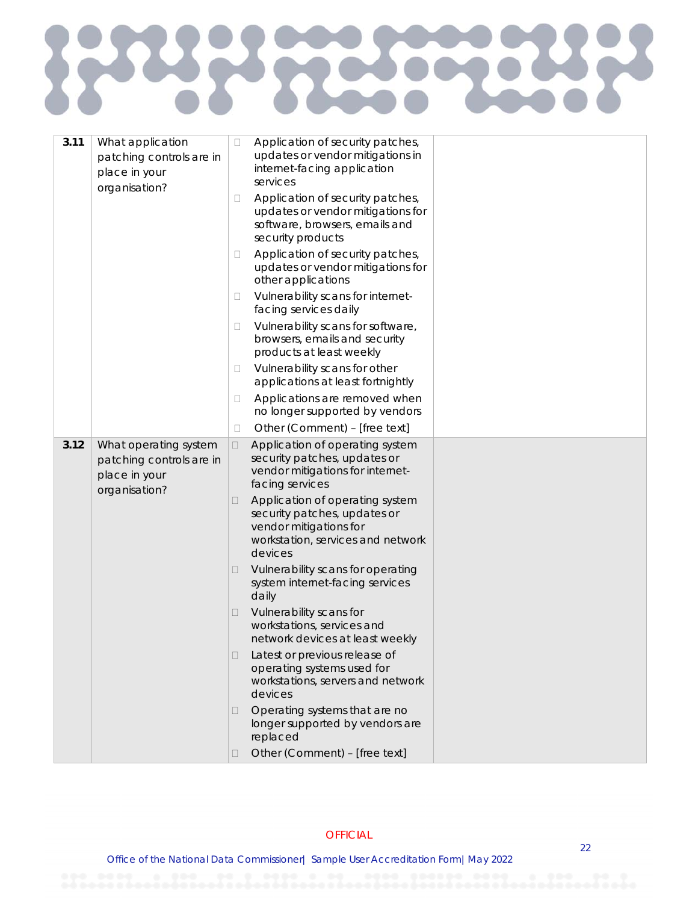| | | | |
|---|---|---|---|
| **3.11** | What application patching controls are in place in your organisation? | ☐ Application of security patches, updates or vendor mitigations in internet-facing application services<br>☐ Application of security patches, updates or vendor mitigations for software, browsers, emails and security products<br>☐ Application of security patches, updates or vendor mitigations for other applications<br>☐ Vulnerability scans for internet-facing services daily<br>☐ Vulnerability scans for software, browsers, emails and security products at least weekly<br>☐ Vulnerability scans for other applications at least fortnightly<br>☐ Applications are removed when no longer supported by vendors<br>☐ Other (Comment) – [free text] | |
| **3.12** | What operating system patching controls are in place in your organisation? | ☐ Application of operating system security patches, updates or vendor mitigations for internet-facing services<br>☐ Application of operating system security patches, updates or vendor mitigations for workstation, services and network devices<br>☐ Vulnerability scans for operating system internet-facing services daily<br>☐ Vulnerability scans for workstations, services and network devices at least weekly<br>☐ Latest or previous release of operating systems used for workstations, servers and network devices<br>☐ Operating systems that are no longer supported by vendors are replaced<br>☐ Other (Comment) – [free text] | |

OFFICIAL

Office of the National Data Commissioner| Sample User Accreditation Form| May 2022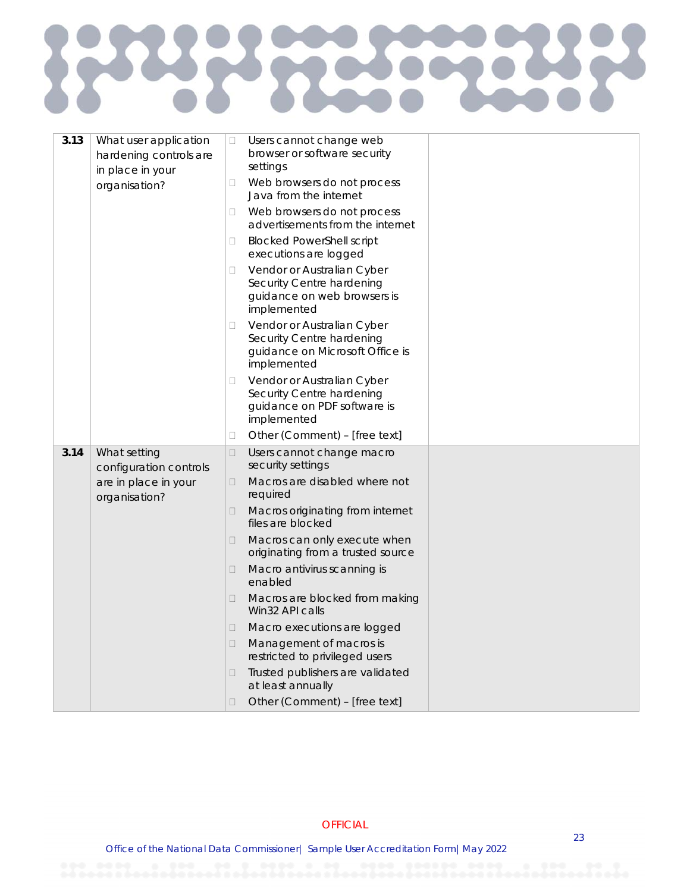| | | | |
|---|---|---|---|
| **3.13** | What user application hardening controls are in place in your organisation? | ☐ Users cannot change web browser or software security settings<br>☐ Web browsers do not process Java from the internet<br>☐ Web browsers do not process advertisements from the internet<br>☐ Blocked PowerShell script executions are logged<br>☐ Vendor or Australian Cyber Security Centre hardening guidance on web browsers is implemented<br>☐ Vendor or Australian Cyber Security Centre hardening guidance on Microsoft Office is implemented<br>☐ Vendor or Australian Cyber Security Centre hardening guidance on PDF software is implemented<br>☐ Other (Comment) – [free text] | |
| **3.14** | What setting configuration controls are in place in your organisation? | ☐ Users cannot change macro security settings<br>☐ Macros are disabled where not required<br>☐ Macros originating from internet files are blocked<br>☐ Macros can only execute when originating from a trusted source<br>☐ Macro antivirus scanning is enabled<br>☐ Macros are blocked from making Win32 API calls<br>☐ Macro executions are logged<br>☐ Management of macros is restricted to privileged users<br>☐ Trusted publishers are validated at least annually<br>☐ Other (Comment) – [free text] | |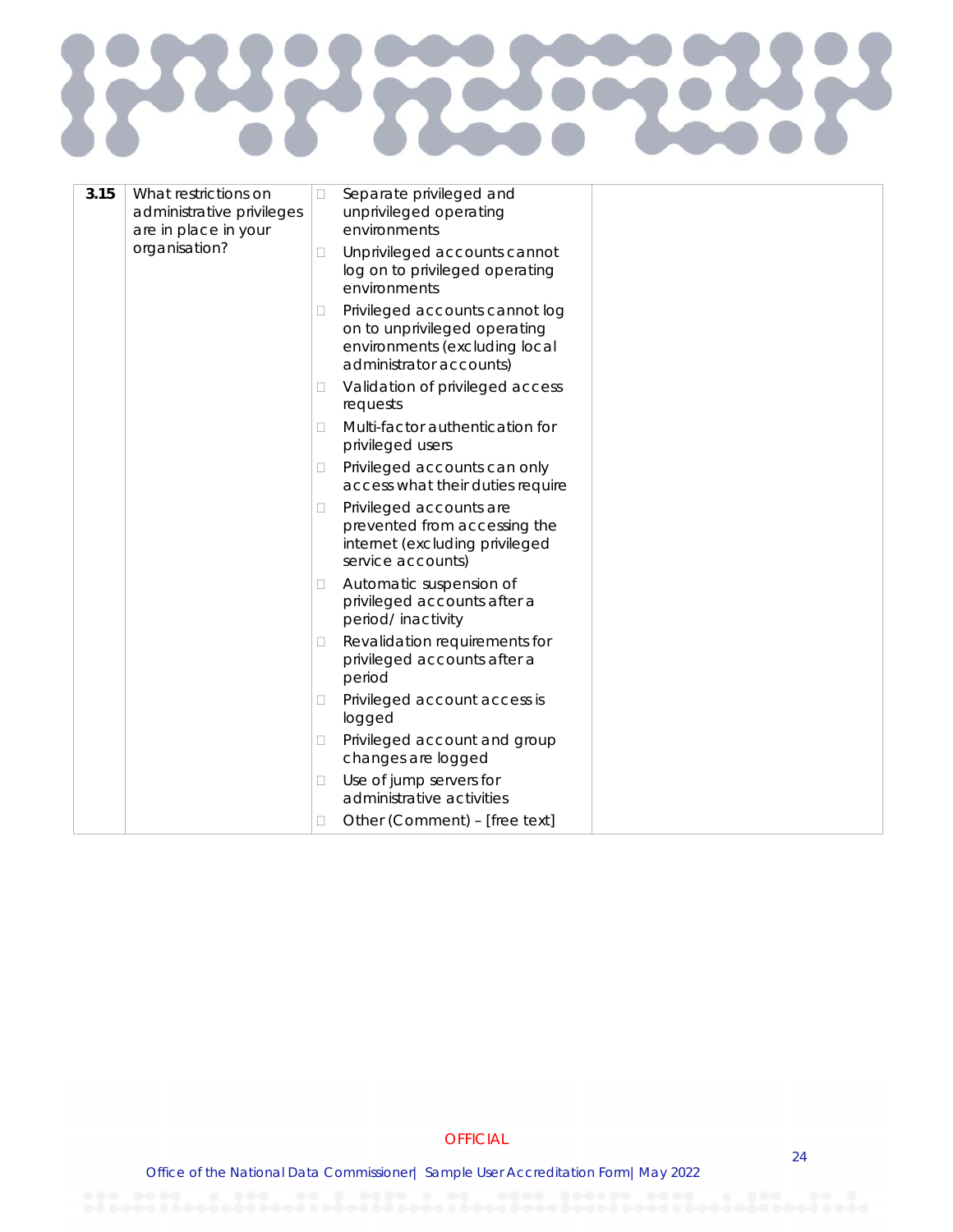| 3.15 | What restrictions on administrative privileges are in place in your organisation? | ☐ Separate privileged and unprivileged operating environments<br>☐ Unprivileged accounts cannot log on to privileged operating environments<br>☐ Privileged accounts cannot log on to unprivileged operating environments (excluding local administrator accounts)<br>☐ Validation of privileged access requests<br>☐ Multi-factor authentication for privileged users<br>☐ Privileged accounts can only access what their duties require<br>☐ Privileged accounts are prevented from accessing the internet (excluding privileged service accounts)<br>☐ Automatic suspension of privileged accounts after a period/ inactivity<br>☐ Revalidation requirements for privileged accounts after a period<br>☐ Privileged account access is logged<br>☐ Privileged account and group changes are logged<br>☐ Use of jump servers for administrative activities<br>☐ Other (Comment) – [free text] | |
|---|---|---|---|

OFFICIAL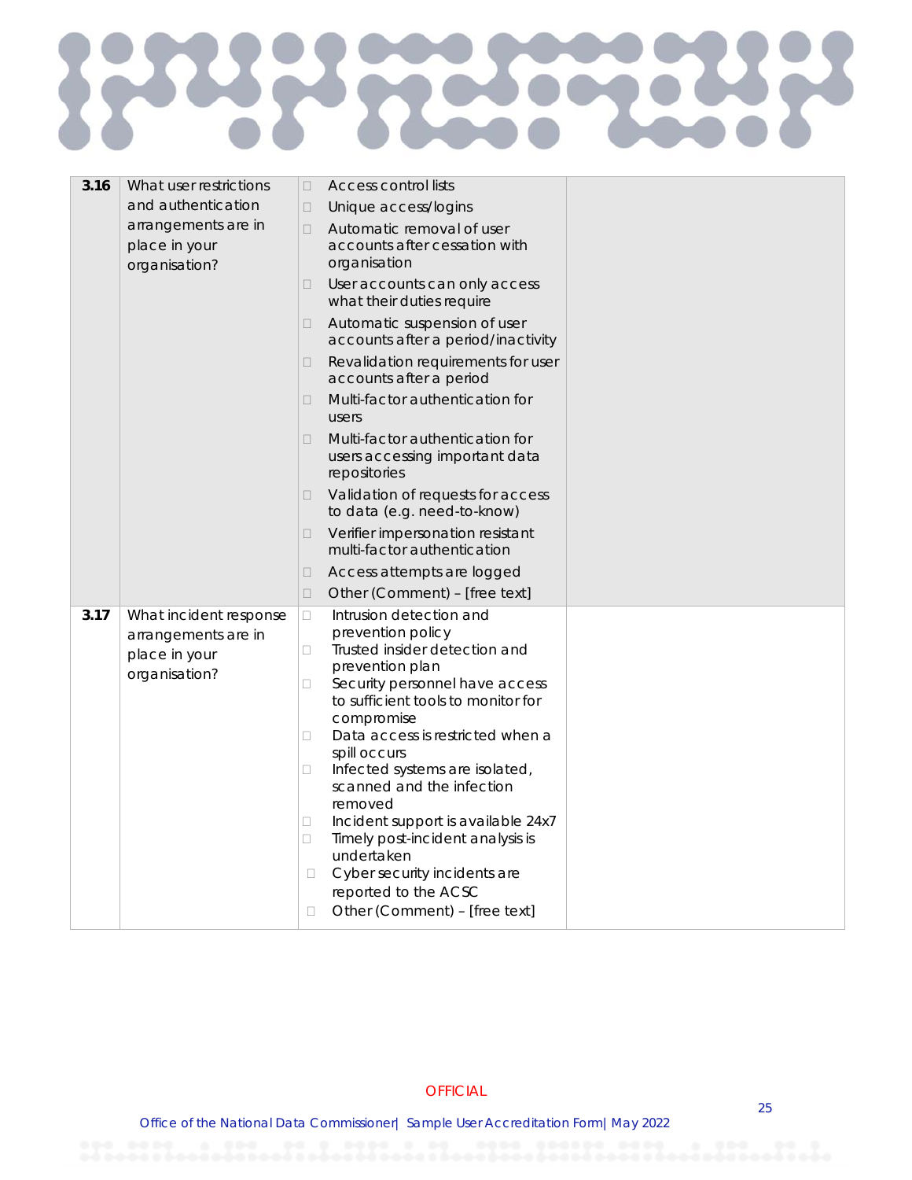| | | | |
|---|---|---|---|
| **3.16** | What user restrictions and authentication arrangements are in place in your organisation? | ☐ Access control lists<br>☐ Unique access/logins<br>☐ Automatic removal of user accounts after cessation with organisation<br>☐ User accounts can only access what their duties require<br>☐ Automatic suspension of user accounts after a period/inactivity<br>☐ Revalidation requirements for user accounts after a period<br>☐ Multi-factor authentication for users<br>☐ Multi-factor authentication for users accessing important data repositories<br>☐ Validation of requests for access to data (e.g. need-to-know)<br>☐ Verifier impersonation resistant multi-factor authentication<br>☐ Access attempts are logged<br>☐ Other (Comment) – [free text] | |
| **3.17** | What incident response arrangements are in place in your organisation? | ☐ Intrusion detection and prevention policy<br>☐ Trusted insider detection and prevention plan<br>☐ Security personnel have access to sufficient tools to monitor for compromise<br>☐ Data access is restricted when a spill occurs<br>☐ Infected systems are isolated, scanned and the infection removed<br>☐ Incident support is available 24x7<br>☐ Timely post-incident analysis is undertaken<br>☐ Cyber security incidents are reported to the ACSC<br>☐ Other (Comment) – [free text] | |

OFFICIAL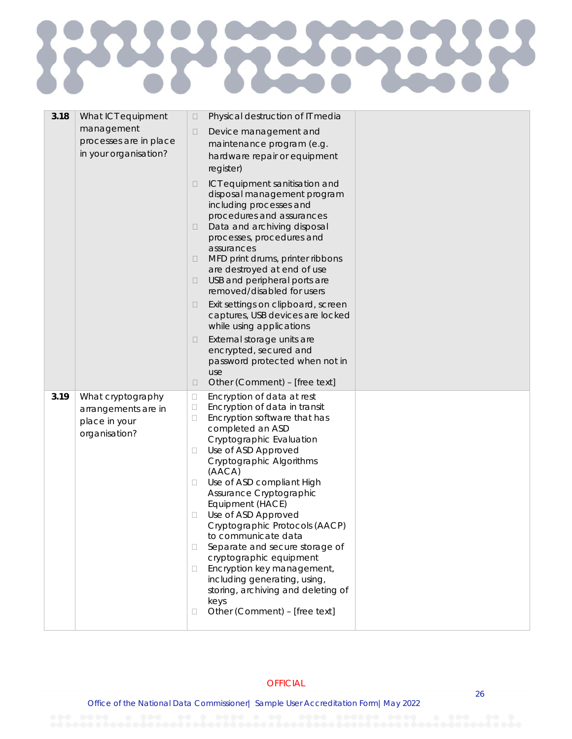| | | | |
|---|---|---|---|
| **3.18** | What ICT equipment management processes are in place in your organisation? | ☐ Physical destruction of IT media<br>☐ Device management and maintenance program (e.g. hardware repair or equipment register)<br>☐ ICT equipment sanitisation and disposal management program including processes and procedures and assurances<br>☐ Data and archiving disposal processes, procedures and assurances<br>☐ MFD print drums, printer ribbons are destroyed at end of use<br>☐ USB and peripheral ports are removed/disabled for users<br>☐ Exit settings on clipboard, screen captures, USB devices are locked while using applications<br>☐ External storage units are encrypted, secured and password protected when not in use<br>☐ Other (Comment) – [free text] | |
| **3.19** | What cryptography arrangements are in place in your organisation? | ☐ Encryption of data at rest<br>☐ Encryption of data in transit<br>☐ Encryption software that has completed an ASD Cryptographic Evaluation<br>☐ Use of ASD Approved Cryptographic Algorithms (AACA)<br>☐ Use of ASD compliant High Assurance Cryptographic Equipment (HACE)<br>☐ Use of ASD Approved Cryptographic Protocols (AACP) to communicate data<br>☐ Separate and secure storage of cryptographic equipment<br>☐ Encryption key management, including generating, using, storing, archiving and deleting of keys<br>☐ Other (Comment) – [free text] | |

OFFICIAL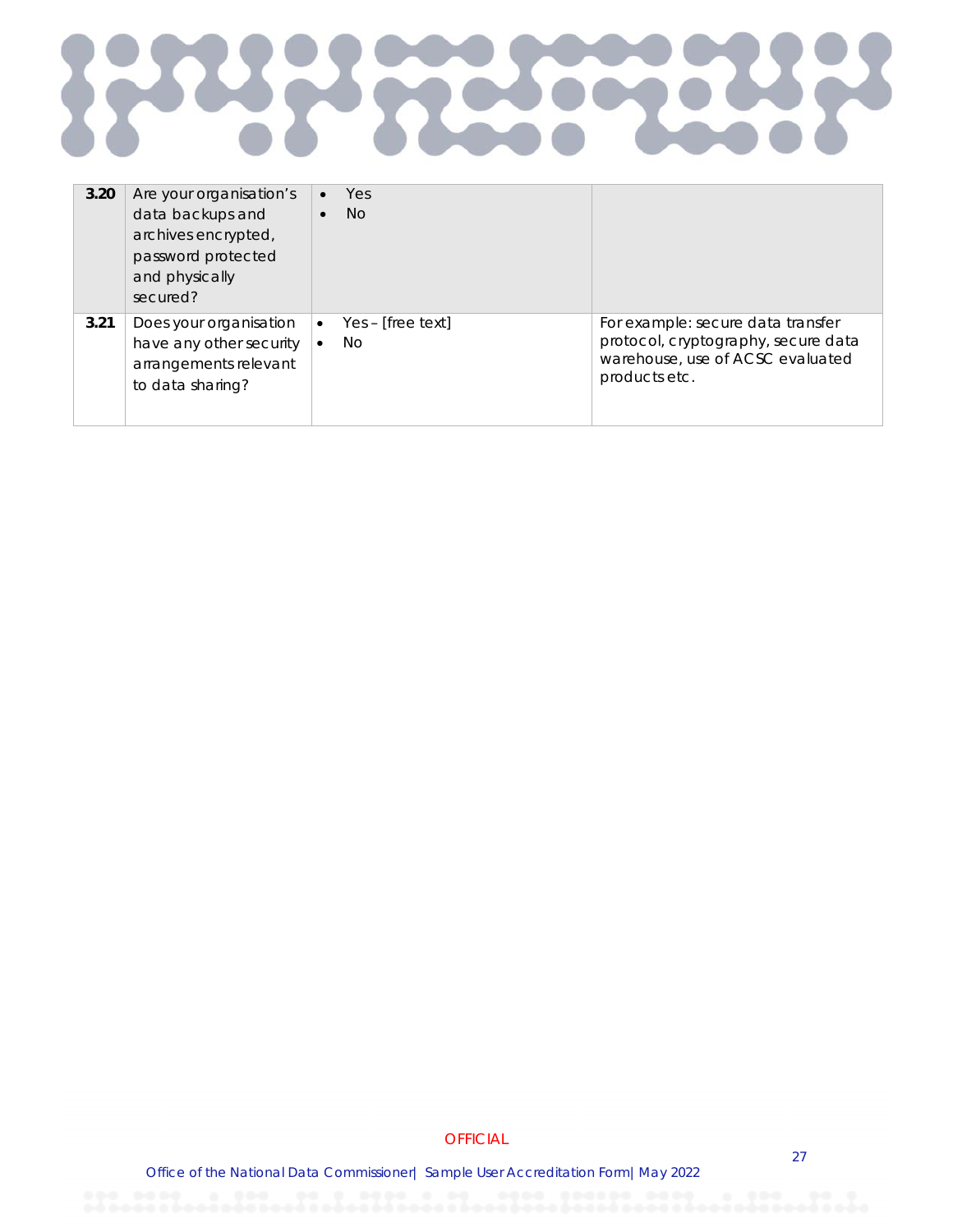| | | | |
|---|---|---|---|
| **3.20** | Are your organisation's data backups and archives encrypted, password protected and physically secured? | • Yes<br>• No | |
| **3.21** | Does your organisation have any other security arrangements relevant to data sharing? | • Yes – [free text]<br>• No | For example: secure data transfer protocol, cryptography, secure data warehouse, use of ACSC evaluated products etc. |

OFFICIAL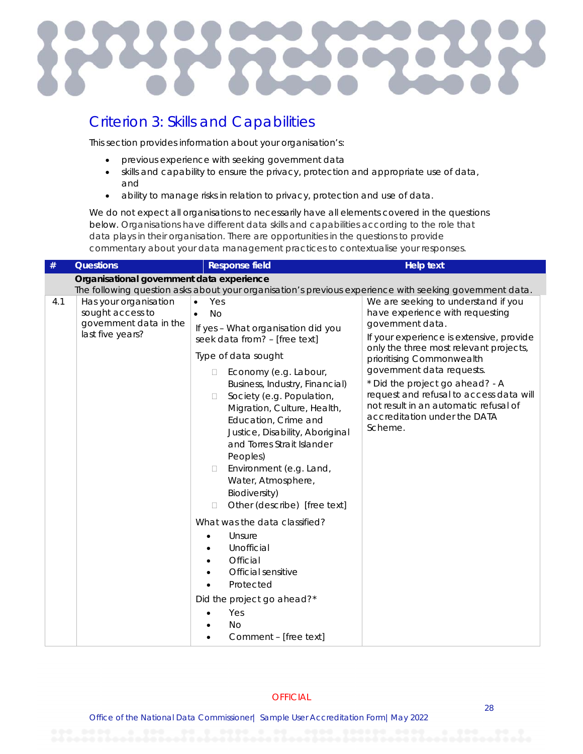## Criterion 3: Skills and Capabilities

This section provides information about your organisation's:

- previous experience with seeking government data
- skills and capability to ensure the privacy, protection and appropriate use of data, and
- ability to manage risks in relation to privacy, protection and use of data.

We do not expect all organisations to necessarily have all elements covered in the questions below. Organisations have different data skills and capabilities according to the role that data plays in their organisation. There are opportunities in the questions to provide commentary about your data management practices to contextualise your responses.

| # | Questions | Response field | Help text |
|---|---|---|---|
| | **Organisational government data experience**<br>The following question asks about your organisation's previous experience with seeking government data. | | |
| 4.1 | Has your organisation sought access to government data in the last five years? | • Yes<br>• No<br>If yes – What organisation did you seek data from? – [free text]<br>Type of data sought<br>☐ Economy (e.g. Labour, Business, Industry, Financial)<br>☐ Society (e.g. Population, Migration, Culture, Health, Education, Crime and Justice, Disability, Aboriginal and Torres Strait Islander Peoples)<br>☐ Environment (e.g. Land, Water, Atmosphere, Biodiversity)<br>☐ Other (describe) [free text]<br>What was the data classified?<br>• Unsure<br>• Unofficial<br>• Official<br>• Official sensitive<br>• Protected<br>Did the project go ahead?*<br>• Yes<br>• No<br>• Comment – [free text] | We are seeking to understand if you have experience with requesting government data.<br>If your experience is extensive, provide only the three most relevant projects, prioritising Commonwealth government data requests.<br>* Did the project go ahead? - A request and refusal to access data will not result in an automatic refusal of accreditation under the DATA Scheme. |

OFFICIAL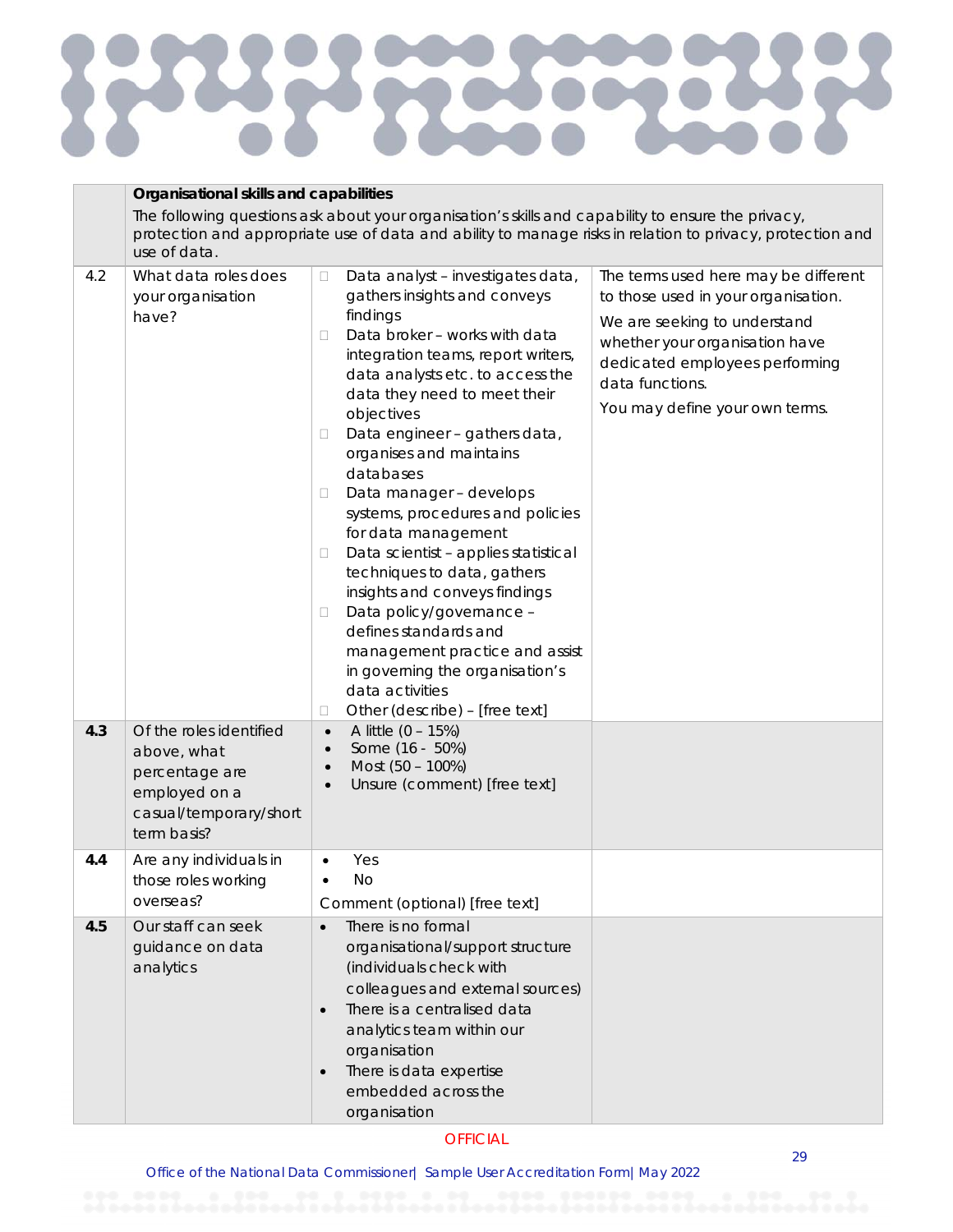| | **Organisational skills and capabilities**<br>The following questions ask about your organisation's skills and capability to ensure the privacy, protection and appropriate use of data and ability to manage risks in relation to privacy, protection and use of data. | | |
|---|---|---|---|
| 4.2 | What data roles does your organisation have? | ☐ Data analyst – investigates data, gathers insights and conveys findings<br>☐ Data broker – works with data integration teams, report writers, data analysts etc. to access the data they need to meet their objectives<br>☐ Data engineer – gathers data, organises and maintains databases<br>☐ Data manager – develops systems, procedures and policies for data management<br>☐ Data scientist – applies statistical techniques to data, gathers insights and conveys findings<br>☐ Data policy/governance – defines standards and management practice and assist in governing the organisation's data activities<br>☐ Other (describe) – [free text] | The terms used here may be different to those used in your organisation.<br>We are seeking to understand whether your organisation have dedicated employees performing data functions.<br>You may define your own terms. |
| **4.3** | Of the roles identified above, what percentage are employed on a casual/temporary/short term basis? | • A little (0 – 15%)<br>• Some (16 - 50%)<br>• Most (50 – 100%)<br>• Unsure (comment) [free text] | |
| **4.4** | Are any individuals in those roles working overseas? | • Yes<br>• No<br>Comment (optional) [free text] | |
| **4.5** | Our staff can seek guidance on data analytics | • There is no formal organisational/support structure (individuals check with colleagues and external sources)<br>• There is a centralised data analytics team within our organisation<br>• There is data expertise embedded across the organisation | |

OFFICIAL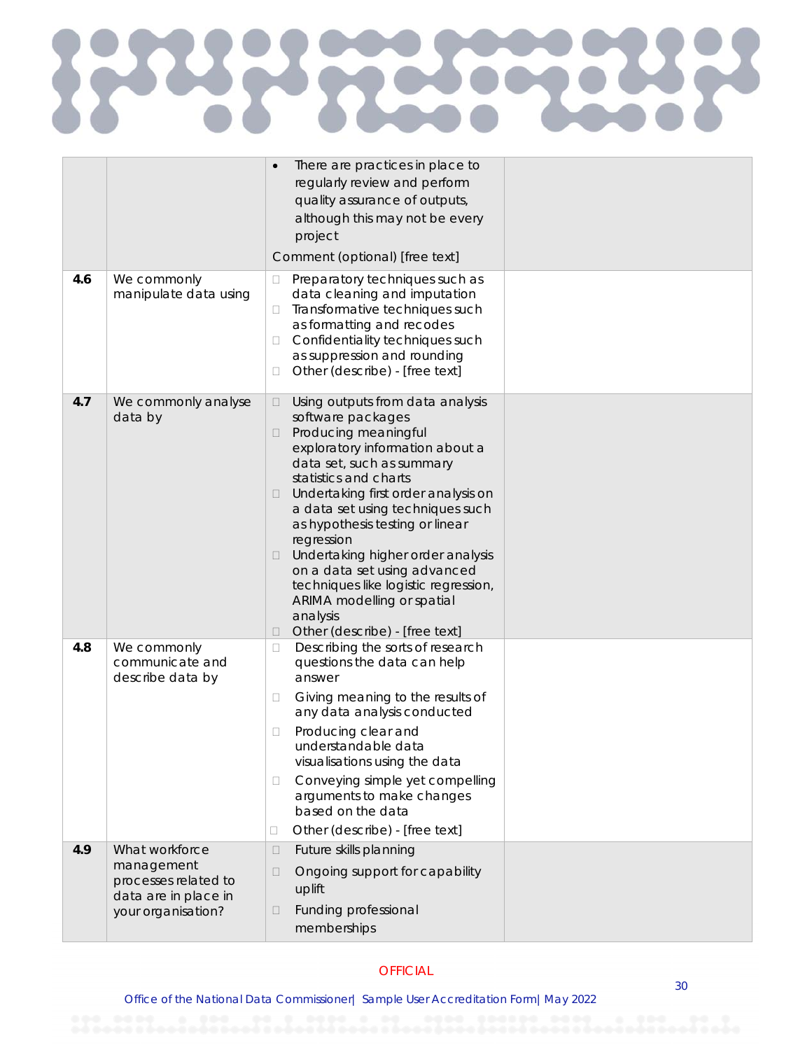| | | | |
|---|---|---|---|
| | | • There are practices in place to regularly review and perform quality assurance of outputs, although this may not be every project<br><br>Comment (optional) [free text] | |
| 4.6 | We commonly manipulate data using | ☐ Preparatory techniques such as data cleaning and imputation<br>☐ Transformative techniques such as formatting and recodes<br>☐ Confidentiality techniques such as suppression and rounding<br>☐ Other (describe) - [free text] | |
| 4.7 | We commonly analyse data by | ☐ Using outputs from data analysis software packages<br>☐ Producing meaningful exploratory information about a data set, such as summary statistics and charts<br>☐ Undertaking first order analysis on a data set using techniques such as hypothesis testing or linear regression<br>☐ Undertaking higher order analysis on a data set using advanced techniques like logistic regression, ARIMA modelling or spatial analysis<br>☐ Other (describe) - [free text] | |
| 4.8 | We commonly communicate and describe data by | ☐ Describing the sorts of research questions the data can help answer<br>☐ Giving meaning to the results of any data analysis conducted<br>☐ Producing clear and understandable data visualisations using the data<br>☐ Conveying simple yet compelling arguments to make changes based on the data<br>☐ Other (describe) - [free text] | |
| 4.9 | What workforce management processes related to data are in place in your organisation? | ☐ Future skills planning<br>☐ Ongoing support for capability uplift<br>☐ Funding professional memberships | |

OFFICIAL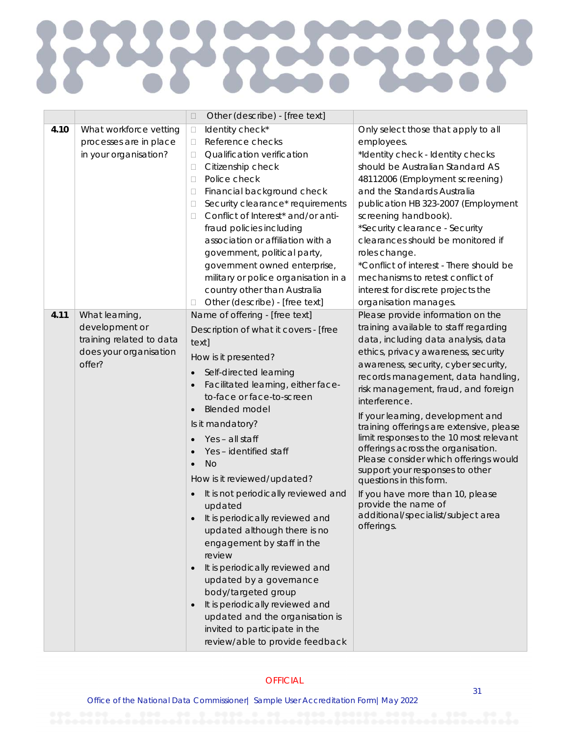| | | | |
|---|---|---|---|
| | | ☐ Other (describe) - [free text] | |
| **4.10** | What workforce vetting processes are in place in your organisation? | ☐ Identity check*<br>☐ Reference checks<br>☐ Qualification verification<br>☐ Citizenship check<br>☐ Police check<br>☐ Financial background check<br>☐ Security clearance* requirements<br>☐ Conflict of Interest* and/or anti-fraud policies including association or affiliation with a government, political party, government owned enterprise, military or police organisation in a country other than Australia<br>☐ Other (describe) - [free text] | Only select those that apply to all employees.<br>*Identity check - Identity checks should be Australian Standard AS 48112006 (Employment screening) and the Standards Australia publication HB 323-2007 (Employment screening handbook).<br>*Security clearance - Security clearances should be monitored if roles change.<br>*Conflict of interest - There should be mechanisms to retest conflict of interest for discrete projects the organisation manages. |
| **4.11** | What learning, development or training related to data does your organisation offer? | Name of offering - [free text]<br>Description of what it covers - [free text]<br>How is it presented?<br>• Self-directed learning<br>• Facilitated learning, either face-to-face or face-to-screen<br>• Blended model<br>Is it mandatory?<br>• Yes – all staff<br>• Yes – identified staff<br>• No<br>How is it reviewed/updated?<br>• It is not periodically reviewed and updated<br>• It is periodically reviewed and updated although there is no engagement by staff in the review<br>• It is periodically reviewed and updated by a governance body/targeted group<br>• It is periodically reviewed and updated and the organisation is invited to participate in the review/able to provide feedback | Please provide information on the training available to staff regarding data, including data analysis, data ethics, privacy awareness, security awareness, security, cyber security, records management, data handling, risk management, fraud, and foreign interference.<br>If your learning, development and training offerings are extensive, please limit responses to the 10 most relevant offerings across the organisation. Please consider which offerings would support your responses to other questions in this form.<br>If you have more than 10, please provide the name of additional/specialist/subject area offerings. |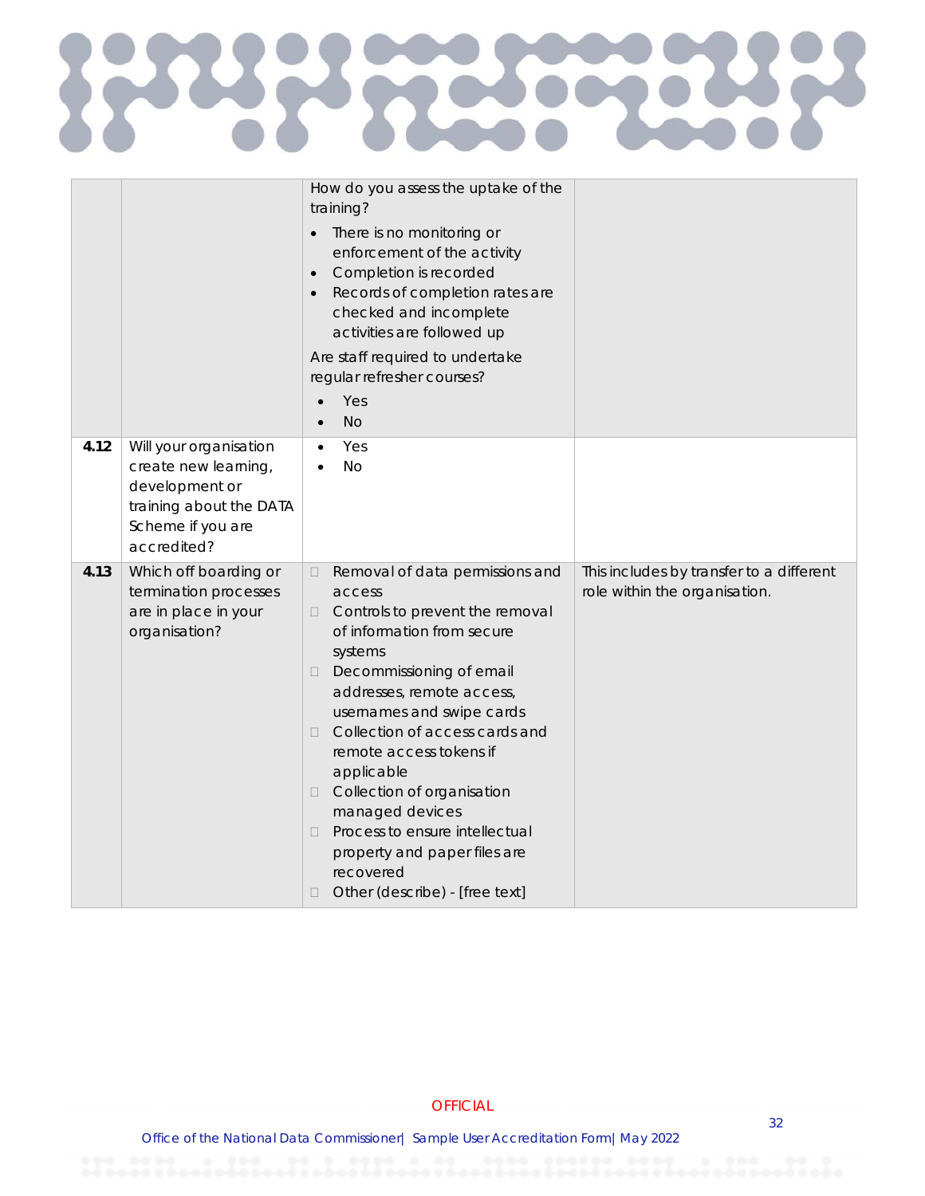|  |  |  |  |
|---|---|---|---|
|  |  | How do you assess the uptake of the training?<br>• There is no monitoring or enforcement of the activity<br>• Completion is recorded<br>• Records of completion rates are checked and incomplete activities are followed up<br>Are staff required to undertake regular refresher courses?<br>• Yes<br>• No |  |
| **4.12** | Will your organisation create new learning, development or training about the DATA Scheme if you are accredited? | • Yes<br>• No |  |
| **4.13** | Which off boarding or termination processes are in place in your organisation? | ☐ Removal of data permissions and access<br>☐ Controls to prevent the removal of information from secure systems<br>☐ Decommissioning of email addresses, remote access, usernames and swipe cards<br>☐ Collection of access cards and remote access tokens if applicable<br>☐ Collection of organisation managed devices<br>☐ Process to ensure intellectual property and paper files are recovered<br>☐ Other (describe) - [free text] | This includes by transfer to a different role within the organisation. |

OFFICIAL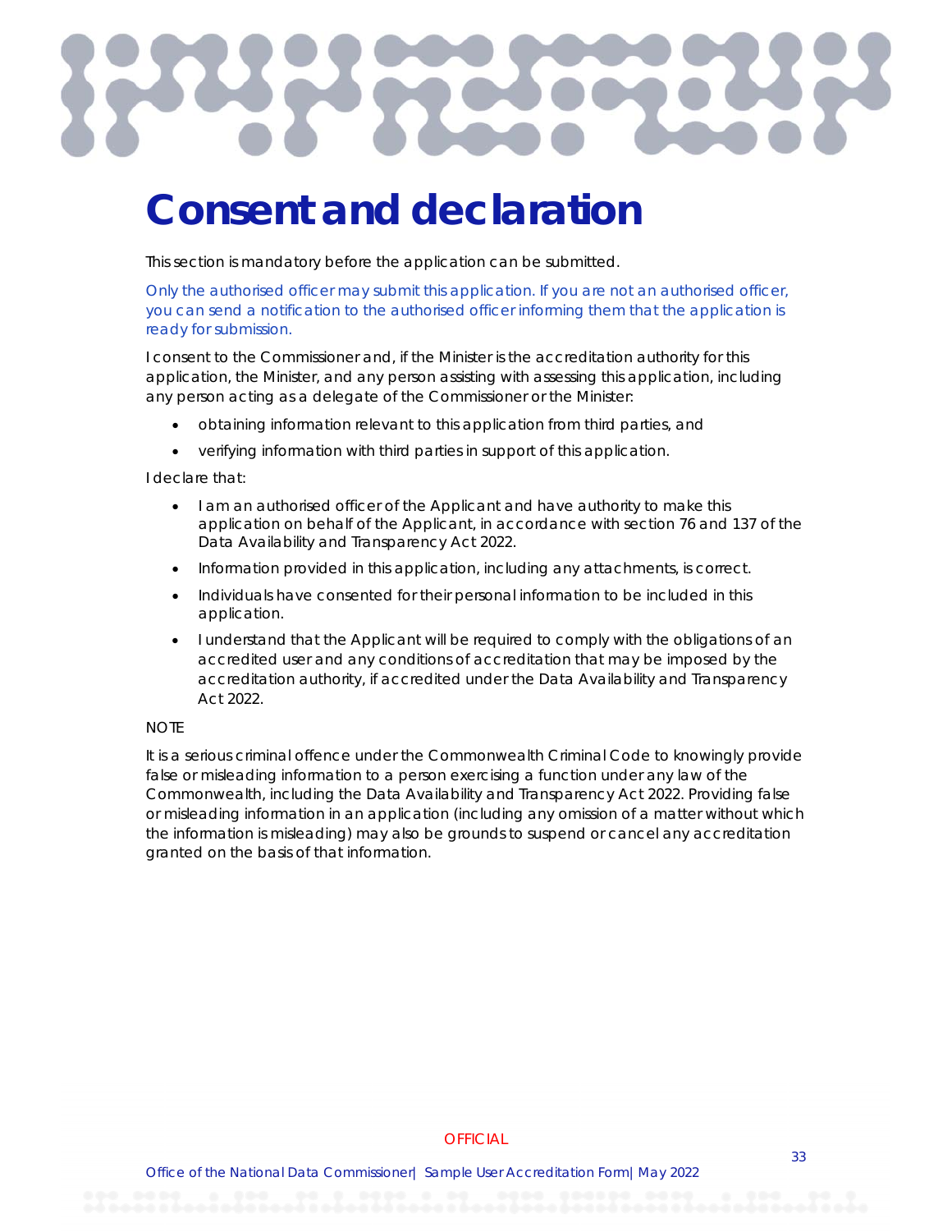# Consent and declaration

This section is mandatory before the application can be submitted.

Only the authorised officer may submit this application. If you are not an authorised officer, you can send a notification to the authorised officer informing them that the application is ready for submission.

I consent to the Commissioner and, if the Minister is the accreditation authority for this application, the Minister, and any person assisting with assessing this application, including any person acting as a delegate of the Commissioner or the Minister:

- obtaining information relevant to this application from third parties, and
- verifying information with third parties in support of this application.

I declare that:

- I am an authorised officer of the Applicant and have authority to make this application on behalf of the Applicant, in accordance with section 76 and 137 of the Data Availability and Transparency Act 2022.
- Information provided in this application, including any attachments, is correct.
- Individuals have consented for their personal information to be included in this application.
- I understand that the Applicant will be required to comply with the obligations of an accredited user and any conditions of accreditation that may be imposed by the accreditation authority, if accredited under the Data Availability and Transparency Act 2022.

NOTE

It is a serious criminal offence under the Commonwealth Criminal Code to knowingly provide false or misleading information to a person exercising a function under any law of the Commonwealth, including the Data Availability and Transparency Act 2022. Providing false or misleading information in an application (including any omission of a matter without which the information is misleading) may also be grounds to suspend or cancel any accreditation granted on the basis of that information.